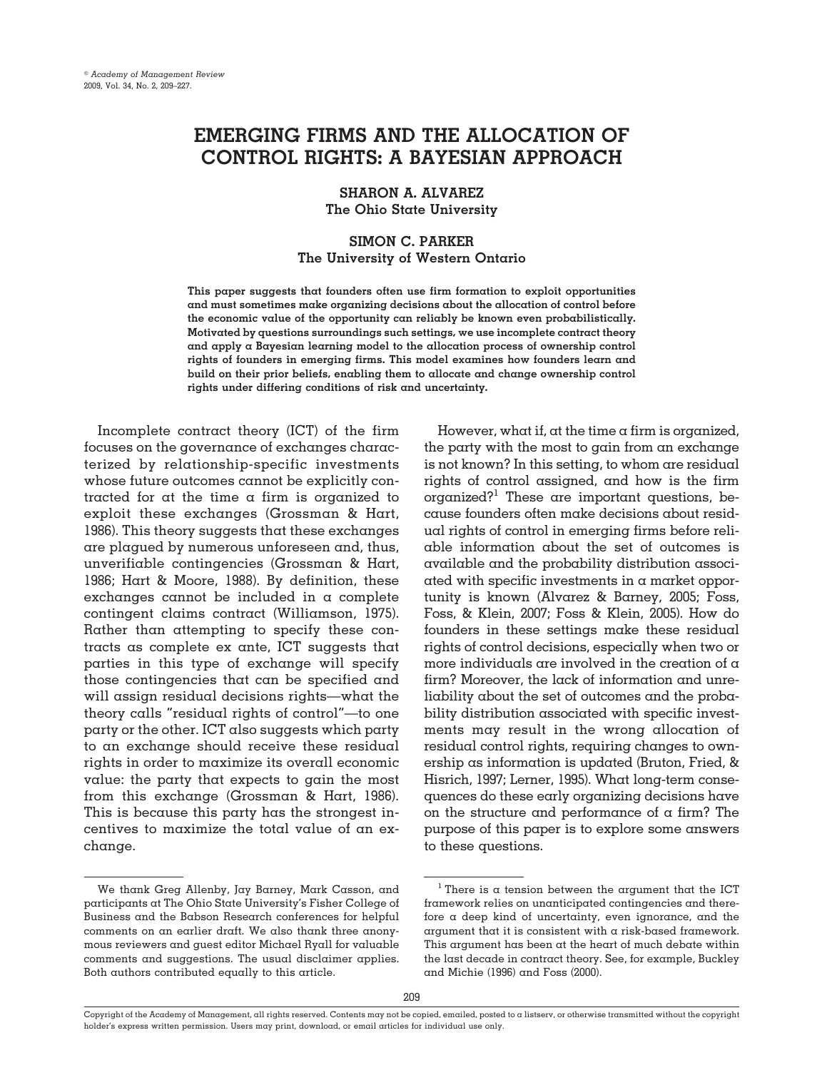# EMERGING FIRMS AND THE ALLOCATION OF CONTROL RIGHTS: A BAYESIAN APPROACH

**SHARON A. ALVAREZ**
**The Ohio State University**

**SIMON C. PARKER**
**The University of Western Ontario**

**This paper suggests that founders often use firm formation to exploit opportunities and must sometimes make organizing decisions about the allocation of control before the economic value of the opportunity can reliably be known even probabilistically. Motivated by questions surroundings such settings, we use incomplete contract theory and apply a Bayesian learning model to the allocation process of ownership control rights of founders in emerging firms. This model examines how founders learn and build on their prior beliefs, enabling them to allocate and change ownership control rights under differing conditions of risk and uncertainty.**

Incomplete contract theory (ICT) of the firm focuses on the governance of exchanges characterized by relationship-specific investments whose future outcomes cannot be explicitly contracted for at the time a firm is organized to exploit these exchanges (Grossman & Hart, 1986). This theory suggests that these exchanges are plagued by numerous unforeseen and, thus, unverifiable contingencies (Grossman & Hart, 1986; Hart & Moore, 1988). By definition, these exchanges cannot be included in a complete contingent claims contract (Williamson, 1975). Rather than attempting to specify these contracts as complete ex ante, ICT suggests that parties in this type of exchange will specify those contingencies that can be specified and will assign residual decisions rights—what the theory calls "residual rights of control"—to one party or the other. ICT also suggests which party to an exchange should receive these residual rights in order to maximize its overall economic value: the party that expects to gain the most from this exchange (Grossman & Hart, 1986). This is because this party has the strongest incentives to maximize the total value of an exchange.

However, what if, at the time a firm is organized, the party with the most to gain from an exchange is not known? In this setting, to whom are residual rights of control assigned, and how is the firm organized?[1] These are important questions, because founders often make decisions about residual rights of control in emerging firms before reliable information about the set of outcomes is available and the probability distribution associated with specific investments in a market opportunity is known (Alvarez & Barney, 2005; Foss, Foss, & Klein, 2007; Foss & Klein, 2005). How do founders in these settings make these residual rights of control decisions, especially when two or more individuals are involved in the creation of a firm? Moreover, the lack of information and unreliability about the set of outcomes and the probability distribution associated with specific investments may result in the wrong allocation of residual control rights, requiring changes to ownership as information is updated (Bruton, Fried, & Hisrich, 1997; Lerner, 1995). What long-term consequences do these early organizing decisions have on the structure and performance of a firm? The purpose of this paper is to explore some answers to these questions.

---

We thank Greg Allenby, Jay Barney, Mark Casson, and participants at The Ohio State University's Fisher College of Business and the Babson Research conferences for helpful comments on an earlier draft. We also thank three anonymous reviewers and guest editor Michael Ryall for valuable comments and suggestions. The usual disclaimer applies. Both authors contributed equally to this article.

[1] There is a tension between the argument that the ICT framework relies on unanticipated contingencies and therefore a deep kind of uncertainty, even ignorance, and the argument that it is consistent with a risk-based framework. This argument has been at the heart of much debate within the last decade in contract theory. See, for example, Buckley and Michie (1996) and Foss (2000).

Copyright of the Academy of Management, all rights reserved. Contents may not be copied, emailed, posted to a listserv, or otherwise transmitted without the copyright holder's express written permission. Users may print, download, or email articles for individual use only.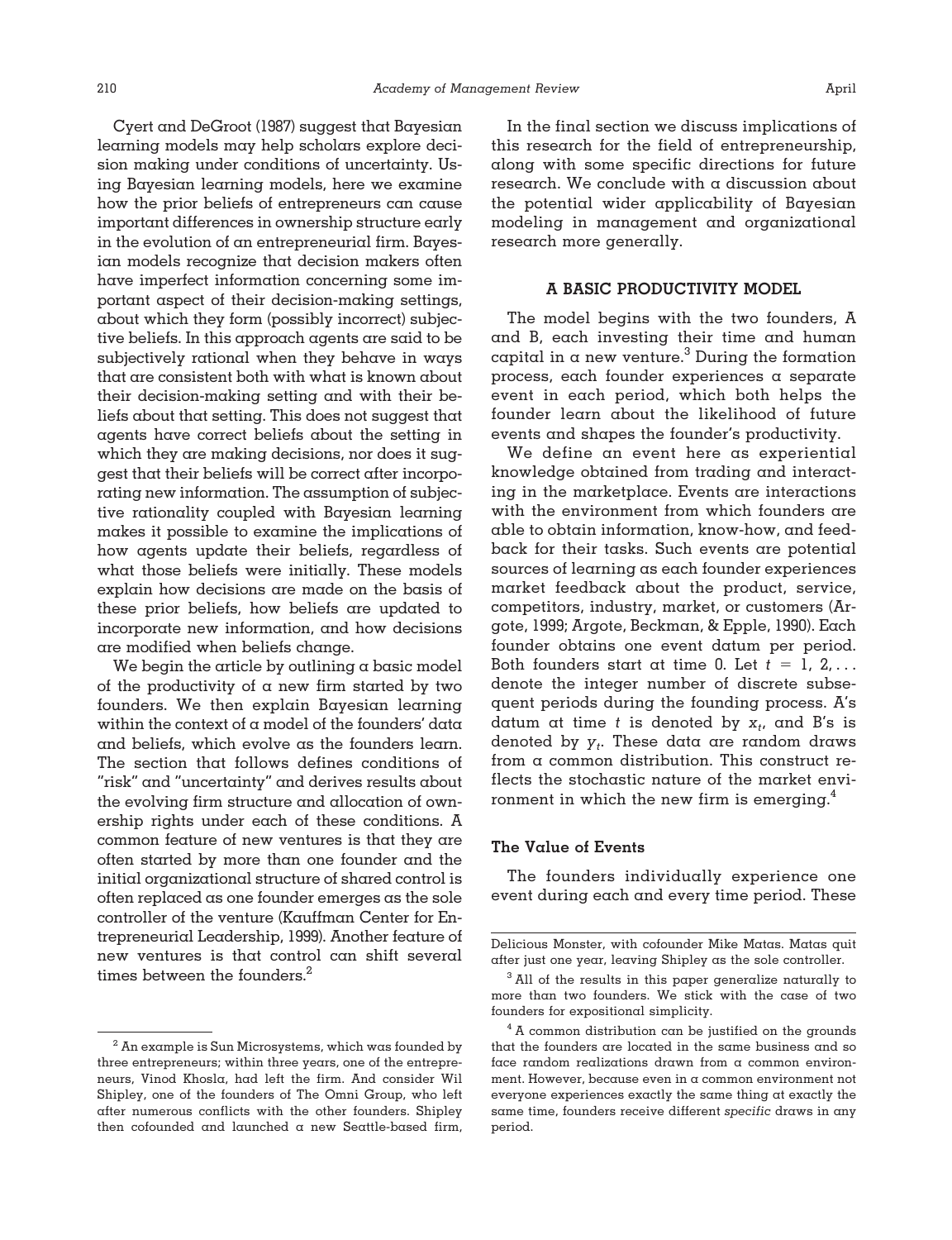Cyert and DeGroot (1987) suggest that Bayesian learning models may help scholars explore decision making under conditions of uncertainty. Using Bayesian learning models, here we examine how the prior beliefs of entrepreneurs can cause important differences in ownership structure early in the evolution of an entrepreneurial firm. Bayesian models recognize that decision makers often have imperfect information concerning some important aspect of their decision-making settings, about which they form (possibly incorrect) subjective beliefs. In this approach agents are said to be subjectively rational when they behave in ways that are consistent both with what is known about their decision-making setting and with their beliefs about that setting. This does not suggest that agents have correct beliefs about the setting in which they are making decisions, nor does it suggest that their beliefs will be correct after incorporating new information. The assumption of subjective rationality coupled with Bayesian learning makes it possible to examine the implications of how agents update their beliefs, regardless of what those beliefs were initially. These models explain how decisions are made on the basis of these prior beliefs, how beliefs are updated to incorporate new information, and how decisions are modified when beliefs change.

We begin the article by outlining a basic model of the productivity of a new firm started by two founders. We then explain Bayesian learning within the context of a model of the founders' data and beliefs, which evolve as the founders learn. The section that follows defines conditions of "risk" and "uncertainty" and derives results about the evolving firm structure and allocation of ownership rights under each of these conditions. A common feature of new ventures is that they are often started by more than one founder and the initial organizational structure of shared control is often replaced as one founder emerges as the sole controller of the venture (Kauffman Center for Entrepreneurial Leadership, 1999). Another feature of new ventures is that control can shift several times between the founders.[2]

In the final section we discuss implications of this research for the field of entrepreneurship, along with some specific directions for future research. We conclude with a discussion about the potential wider applicability of Bayesian modeling in management and organizational research more generally.

## A BASIC PRODUCTIVITY MODEL

The model begins with the two founders, A and B, each investing their time and human capital in a new venture.[3] During the formation process, each founder experiences a separate event in each period, which both helps the founder learn about the likelihood of future events and shapes the founder's productivity.

We define an event here as experiential knowledge obtained from trading and interacting in the marketplace. Events are interactions with the environment from which founders are able to obtain information, know-how, and feedback for their tasks. Such events are potential sources of learning as each founder experiences market feedback about the product, service, competitors, industry, market, or customers (Argote, 1999; Argote, Beckman, & Epple, 1990). Each founder obtains one event datum per period. Both founders start at time 0. Let $t = 1, 2, \ldots$ denote the integer number of discrete subsequent periods during the founding process. A's datum at time $t$ is denoted by $x_t$, and B's is denoted by $y_t$. These data are random draws from a common distribution. This construct reflects the stochastic nature of the market environment in which the new firm is emerging.[4]

### The Value of Events

The founders individually experience one event during each and every time period. These

---

[2] An example is Sun Microsystems, which was founded by three entrepreneurs; within three years, one of the entrepreneurs, Vinod Khosla, had left the firm. And consider Wil Shipley, one of the founders of The Omni Group, who left after numerous conflicts with the other founders. Shipley then cofounded and launched a new Seattle-based firm, Delicious Monster, with cofounder Mike Matas. Matas quit after just one year, leaving Shipley as the sole controller.

[3] All of the results in this paper generalize naturally to more than two founders. We stick with the case of two founders for expositional simplicity.

[4] A common distribution can be justified on the grounds that the founders are located in the same business and so face random realizations drawn from a common environment. However, because even in a common environment not everyone experiences exactly the same thing at exactly the same time, founders receive different *specific* draws in any period.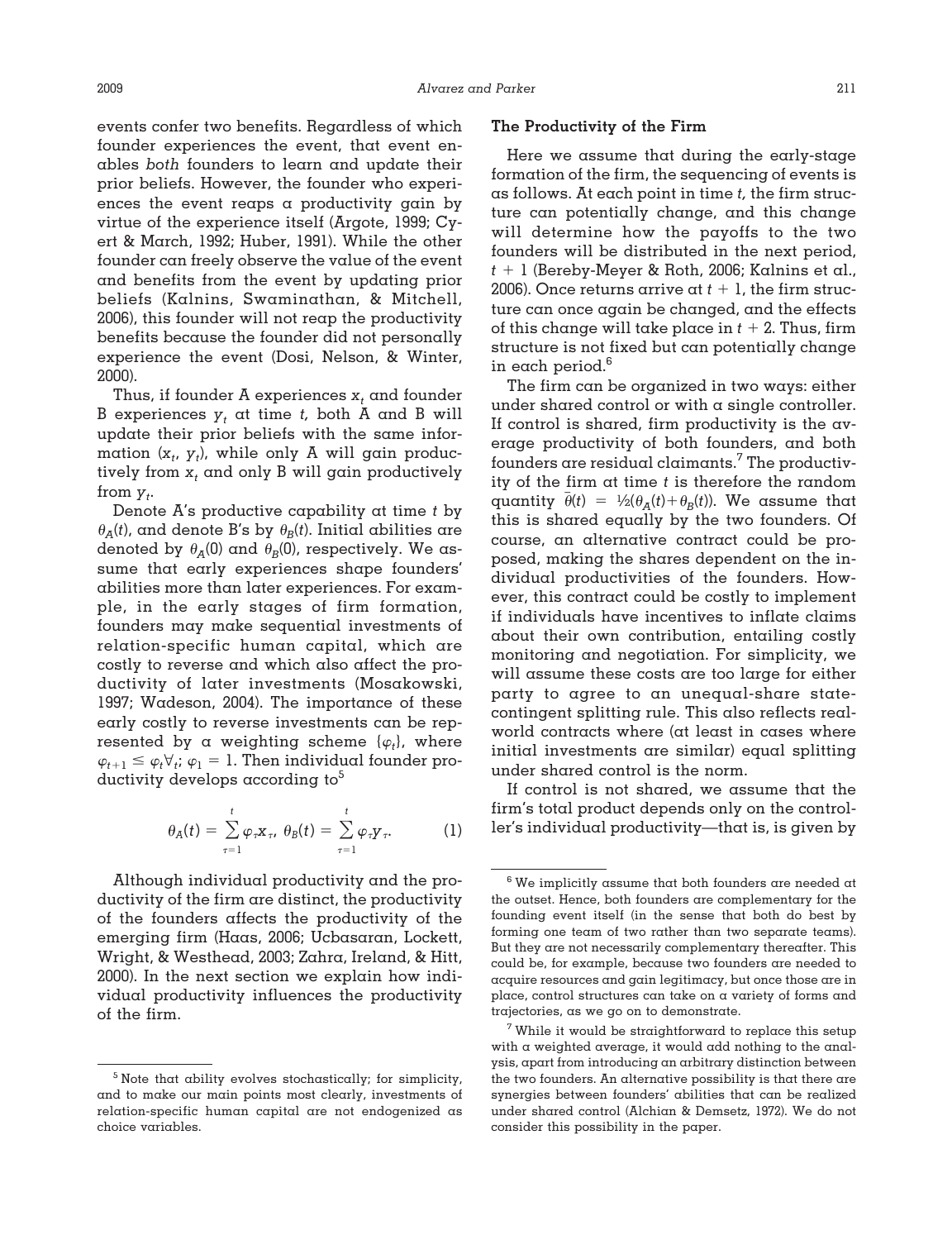events confer two benefits. Regardless of which founder experiences the event, that event enables *both* founders to learn and update their prior beliefs. However, the founder who experiences the event reaps a productivity gain by virtue of the experience itself (Argote, 1999; Cyert & March, 1992; Huber, 1991). While the other founder can freely observe the value of the event and benefits from the event by updating prior beliefs (Kalnins, Swaminathan, & Mitchell, 2006), this founder will not reap the productivity benefits because the founder did not personally experience the event (Dosi, Nelson, & Winter, 2000).

Thus, if founder A experiences $x_t$ and founder B experiences $y_t$ at time $t$, both A and B will update their prior beliefs with the same information $(x_t, y_t)$, while only A will gain productively from $x_t$ and only B will gain productively from $y_t$.

Denote A's productive capability at time $t$ by $\theta_A(t)$, and denote B's by $\theta_B(t)$. Initial abilities are denoted by $\theta_A(0)$ and $\theta_B(0)$, respectively. We assume that early experiences shape founders' abilities more than later experiences. For example, in the early stages of firm formation, founders may make sequential investments of relation-specific human capital, which are costly to reverse and which also affect the productivity of later investments (Mosakowski, 1997; Wadeson, 2004). The importance of these early costly to reverse investments can be represented by a weighting scheme $\{\varphi_t\}$, where $\varphi_{t+1} \leq \varphi_t \forall_t$; $\varphi_1 = 1$. Then individual founder productivity develops according to[5]

$$\theta_A(t) = \sum_{\tau=1}^{t} \varphi_\tau x_\tau, \; \theta_B(t) = \sum_{\tau=1}^{t} \varphi_\tau y_\tau. \tag{1}$$

Although individual productivity and the productivity of the firm are distinct, the productivity of the founders affects the productivity of the emerging firm (Haas, 2006; Ucbasaran, Lockett, Wright, & Westhead, 2003; Zahra, Ireland, & Hitt, 2000). In the next section we explain how individual productivity influences the productivity of the firm.

### The Productivity of the Firm

Here we assume that during the early-stage formation of the firm, the sequencing of events is as follows. At each point in time $t$, the firm structure can potentially change, and this change will determine how the payoffs to the two founders will be distributed in the next period, $t + 1$ (Bereby-Meyer & Roth, 2006; Kalnins et al., 2006). Once returns arrive at $t + 1$, the firm structure can once again be changed, and the effects of this change will take place in $t + 2$. Thus, firm structure is not fixed but can potentially change in each period.[6]

The firm can be organized in two ways: either under shared control or with a single controller. If control is shared, firm productivity is the average productivity of both founders, and both founders are residual claimants.[7] The productivity of the firm at time $t$ is therefore the random quantity $\bar{\theta}(t) = ½(\theta_A(t)+\theta_B(t))$. We assume that this is shared equally by the two founders. Of course, an alternative contract could be proposed, making the shares dependent on the individual productivities of the founders. However, this contract could be costly to implement if individuals have incentives to inflate claims about their own contribution, entailing costly monitoring and negotiation. For simplicity, we will assume these costs are too large for either party to agree to an unequal-share state-contingent splitting rule. This also reflects real-world contracts where (at least in cases where initial investments are similar) equal splitting under shared control is the norm.

If control is not shared, we assume that the firm's total product depends only on the controller's individual productivity—that is, is given by

---

[5] Note that ability evolves stochastically; for simplicity, and to make our main points most clearly, investments of relation-specific human capital are not endogenized as choice variables.

[6] We implicitly assume that both founders are needed at the outset. Hence, both founders are complementary for the founding event itself (in the sense that both do best by forming one team of two rather than two separate teams). But they are not necessarily complementary thereafter. This could be, for example, because two founders are needed to acquire resources and gain legitimacy, but once those are in place, control structures can take on a variety of forms and trajectories, as we go on to demonstrate.

[7] While it would be straightforward to replace this setup with a weighted average, it would add nothing to the analysis, apart from introducing an arbitrary distinction between the two founders. An alternative possibility is that there are synergies between founders' abilities that can be realized under shared control (Alchian & Demsetz, 1972). We do not consider this possibility in the paper.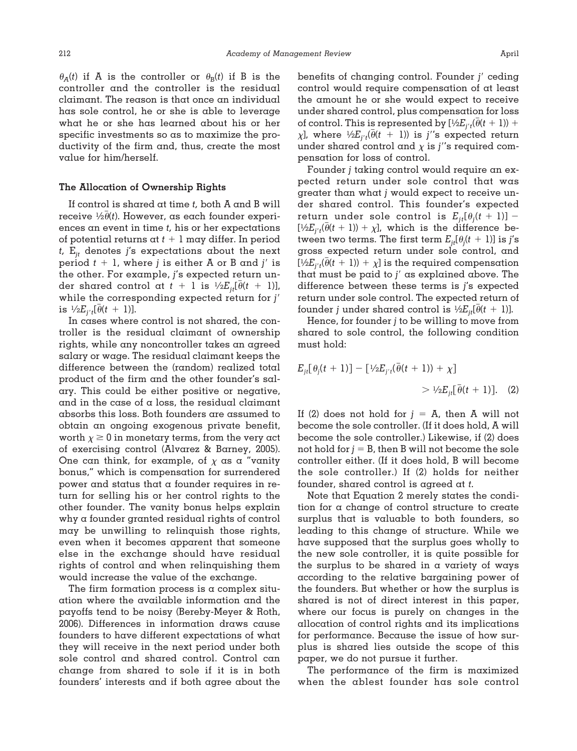$\theta_A(t)$ if A is the controller or $\theta_B(t)$ if B is the controller and the controller is the residual claimant. The reason is that once an individual has sole control, he or she is able to leverage what he or she has learned about his or her specific investments so as to maximize the productivity of the firm and, thus, create the most value for him/herself.

### The Allocation of Ownership Rights

If control is shared at time $t$, both A and B will receive $\frac{1}{2}\bar{\theta}(t)$. However, as each founder experiences an event in time $t$, his or her expectations of potential returns at $t + 1$ may differ. In period $t$, $E_{jt}$ denotes $j$'s expectations about the next period $t + 1$, where $j$ is either A or B and $j'$ is the other. For example, $j$'s expected return under shared control at $t + 1$ is $\frac{1}{2}E_{jt}[\bar{\theta}(t + 1)]$, while the corresponding expected return for $j'$ is $\frac{1}{2}E_{j't}[\bar{\theta}(t + 1)]$.

In cases where control is not shared, the controller is the residual claimant of ownership rights, while any noncontroller takes an agreed salary or wage. The residual claimant keeps the difference between the (random) realized total product of the firm and the other founder's salary. This could be either positive or negative, and in the case of a loss, the residual claimant absorbs this loss. Both founders are assumed to obtain an ongoing exogenous private benefit, worth $\chi \geq 0$ in monetary terms, from the very act of exercising control (Alvarez & Barney, 2005). One can think, for example, of $\chi$ as a "vanity bonus," which is compensation for surrendered power and status that a founder requires in return for selling his or her control rights to the other founder. The vanity bonus helps explain why a founder granted residual rights of control may be unwilling to relinquish those rights, even when it becomes apparent that someone else in the exchange should have residual rights of control and when relinquishing them would increase the value of the exchange.

The firm formation process is a complex situation where the available information and the payoffs tend to be noisy (Bereby-Meyer & Roth, 2006). Differences in information draws cause founders to have different expectations of what they will receive in the next period under both sole control and shared control. Control can change from shared to sole if it is in both founders' interests and if both agree about the benefits of changing control. Founder $j'$ ceding control would require compensation of at least the amount he or she would expect to receive under shared control, plus compensation for loss of control. This is represented by $[\frac{1}{2}E_{j't}(\bar{\theta}(t + 1)) + \chi]$, where $\frac{1}{2}E_{j't}(\bar{\theta}(t + 1))$ is $j'$'s expected return under shared control and $\chi$ is $j'$'s required compensation for loss of control.

Founder $j$ taking control would require an expected return under sole control that was greater than what $j$ would expect to receive under shared control. This founder's expected return under sole control is $E_{jt}[\theta_j(t + 1)] - [\frac{1}{2}E_{j't}(\bar{\theta}(t + 1)) + \chi]$, which is the difference between two terms. The first term $E_{jt}[\theta_j(t + 1)]$ is $j$'s gross expected return under sole control, and $[\frac{1}{2}E_{j't}(\bar{\theta}(t + 1)) + \chi]$ is the required compensation that must be paid to $j'$ as explained above. The difference between these terms is $j$'s expected return under sole control. The expected return of founder $j$ under shared control is $\frac{1}{2}E_{jt}[\bar{\theta}(t + 1)]$.

Hence, for founder $j$ to be willing to move from shared to sole control, the following condition must hold:

$$E_{jt}[\theta_j(t + 1)] - [\tfrac{1}{2}E_{j't}(\bar{\theta}(t + 1)) + \chi] > \tfrac{1}{2}E_{jt}[\bar{\theta}(t + 1)]. \quad (2)$$

If (2) does not hold for $j = A$, then A will not become the sole controller. (If it does hold, A will become the sole controller.) Likewise, if (2) does not hold for $j = B$, then B will not become the sole controller either. (If it does hold, B will become the sole controller.) If (2) holds for neither founder, shared control is agreed at $t$.

Note that Equation 2 merely states the condition for a change of control structure to create surplus that is valuable to both founders, so leading to this change of structure. While we have supposed that the surplus goes wholly to the new sole controller, it is quite possible for the surplus to be shared in a variety of ways according to the relative bargaining power of the founders. But whether or how the surplus is shared is not of direct interest in this paper, where our focus is purely on changes in the allocation of control rights and its implications for performance. Because the issue of how surplus is shared lies outside the scope of this paper, we do not pursue it further.

The performance of the firm is maximized when the ablest founder has sole control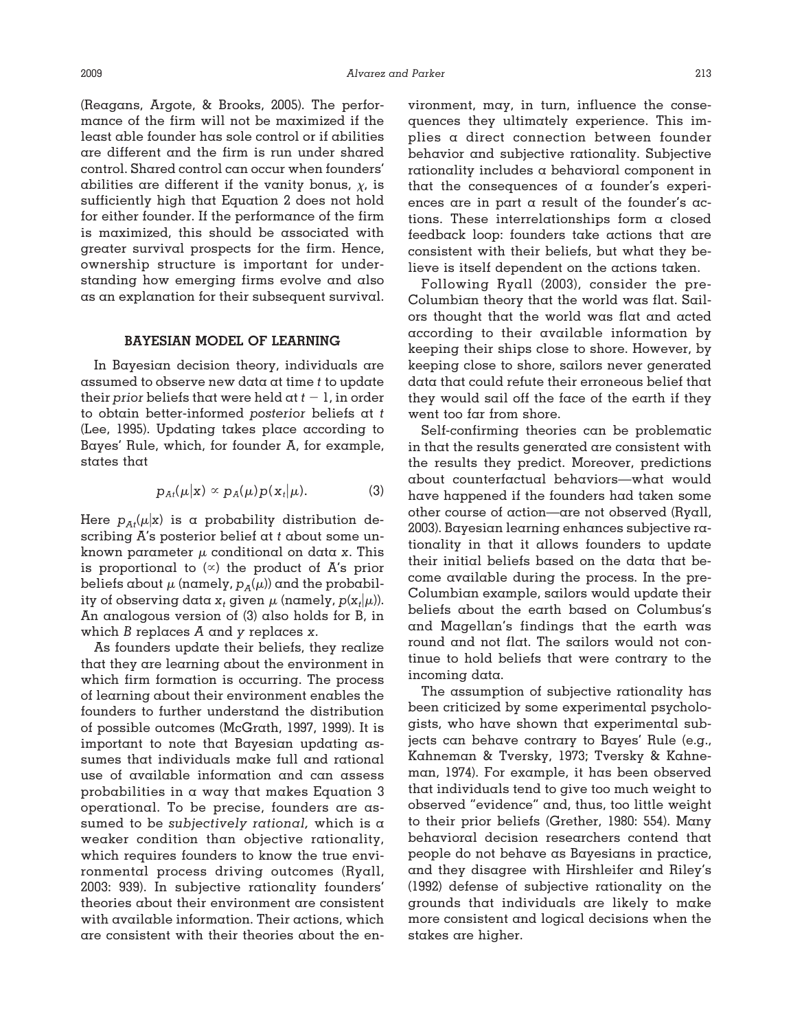(Reagans, Argote, & Brooks, 2005). The performance of the firm will not be maximized if the least able founder has sole control or if abilities are different and the firm is run under shared control. Shared control can occur when founders' abilities are different if the vanity bonus, $\chi$, is sufficiently high that Equation 2 does not hold for either founder. If the performance of the firm is maximized, this should be associated with greater survival prospects for the firm. Hence, ownership structure is important for understanding how emerging firms evolve and also as an explanation for their subsequent survival.

## BAYESIAN MODEL OF LEARNING

In Bayesian decision theory, individuals are assumed to observe new data at time $t$ to update their *prior* beliefs that were held at $t - 1$, in order to obtain better-informed *posterior* beliefs at $t$ (Lee, 1995). Updating takes place according to Bayes' Rule, which, for founder A, for example, states that

$$p_{At}(\mu|x) \propto p_A(\mu)p(x_t|\mu). \qquad (3)$$

Here $p_{At}(\mu|x)$ is a probability distribution describing A's posterior belief at $t$ about some unknown parameter $\mu$ conditional on data $x$. This is proportional to ($\propto$) the product of A's prior beliefs about $\mu$ (namely, $p_A(\mu)$) and the probability of observing data $x_t$ given $\mu$ (namely, $p(x_t|\mu)$). An analogous version of (3) also holds for B, in which $B$ replaces $A$ and $y$ replaces $x$.

As founders update their beliefs, they realize that they are learning about the environment in which firm formation is occurring. The process of learning about their environment enables the founders to further understand the distribution of possible outcomes (McGrath, 1997, 1999). It is important to note that Bayesian updating assumes that individuals make full and rational use of available information and can assess probabilities in a way that makes Equation 3 operational. To be precise, founders are assumed to be *subjectively rational,* which is a weaker condition than objective rationality, which requires founders to know the true environmental process driving outcomes (Ryall, 2003: 939). In subjective rationality founders' theories about their environment are consistent with available information. Their actions, which are consistent with their theories about the environment, may, in turn, influence the consequences they ultimately experience. This implies a direct connection between founder behavior and subjective rationality. Subjective rationality includes a behavioral component in that the consequences of a founder's experiences are in part a result of the founder's actions. These interrelationships form a closed feedback loop: founders take actions that are consistent with their beliefs, but what they believe is itself dependent on the actions taken.

Following Ryall (2003), consider the pre-Columbian theory that the world was flat. Sailors thought that the world was flat and acted according to their available information by keeping their ships close to shore. However, by keeping close to shore, sailors never generated data that could refute their erroneous belief that they would sail off the face of the earth if they went too far from shore.

Self-confirming theories can be problematic in that the results generated are consistent with the results they predict. Moreover, predictions about counterfactual behaviors—what would have happened if the founders had taken some other course of action—are not observed (Ryall, 2003). Bayesian learning enhances subjective rationality in that it allows founders to update their initial beliefs based on the data that become available during the process. In the pre-Columbian example, sailors would update their beliefs about the earth based on Columbus's and Magellan's findings that the earth was round and not flat. The sailors would not continue to hold beliefs that were contrary to the incoming data.

The assumption of subjective rationality has been criticized by some experimental psychologists, who have shown that experimental subjects can behave contrary to Bayes' Rule (e.g., Kahneman & Tversky, 1973; Tversky & Kahneman, 1974). For example, it has been observed that individuals tend to give too much weight to observed "evidence" and, thus, too little weight to their prior beliefs (Grether, 1980: 554). Many behavioral decision researchers contend that people do not behave as Bayesians in practice, and they disagree with Hirshleifer and Riley's (1992) defense of subjective rationality on the grounds that individuals are likely to make more consistent and logical decisions when the stakes are higher.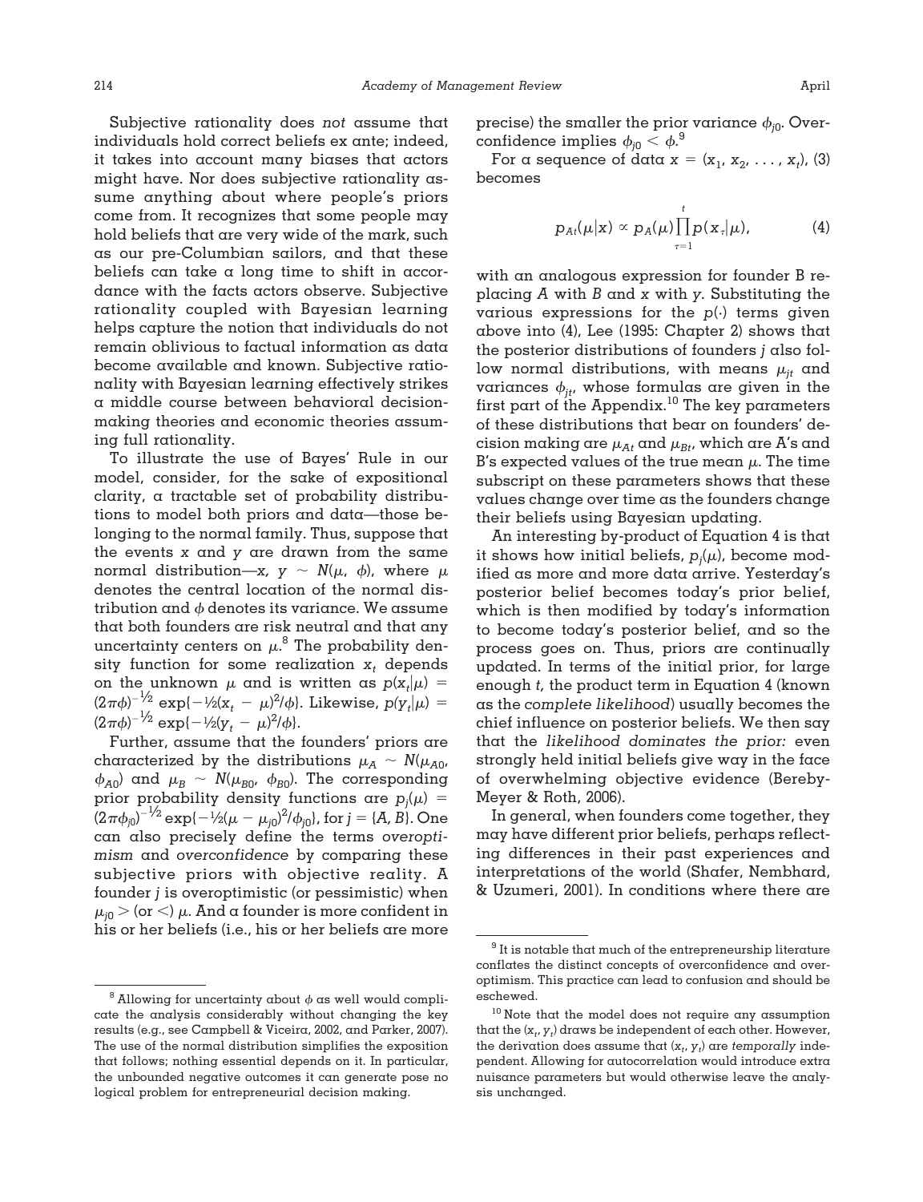Subjective rationality does *not* assume that individuals hold correct beliefs ex ante; indeed, it takes into account many biases that actors might have. Nor does subjective rationality assume anything about where people's priors come from. It recognizes that some people may hold beliefs that are very wide of the mark, such as our pre-Columbian sailors, and that these beliefs can take a long time to shift in accordance with the facts actors observe. Subjective rationality coupled with Bayesian learning helps capture the notion that individuals do not remain oblivious to factual information as data become available and known. Subjective rationality with Bayesian learning effectively strikes a middle course between behavioral decision-making theories and economic theories assuming full rationality.

To illustrate the use of Bayes' Rule in our model, consider, for the sake of expositional clarity, a tractable set of probability distributions to model both priors and data—those belonging to the normal family. Thus, suppose that the events $x$ and $y$ are drawn from the same normal distribution—$x, y \sim N(\mu, \phi)$, where $\mu$ denotes the central location of the normal distribution and $\phi$ denotes its variance. We assume that both founders are risk neutral and that any uncertainty centers on $\mu$.[8] The probability density function for some realization $x_t$ depends on the unknown $\mu$ and is written as $p(x_t|\mu) = (2\pi\phi)^{-1/2} \exp\{-1/2(x_t - \mu)^2/\phi\}$. Likewise, $p(y_t|\mu) = (2\pi\phi)^{-1/2} \exp\{-1/2(y_t - \mu)^2/\phi\}$.

Further, assume that the founders' priors are characterized by the distributions $\mu_A \sim N(\mu_{A0}, \phi_{A0})$ and $\mu_B \sim N(\mu_{B0}, \phi_{B0})$. The corresponding prior probability density functions are $p_j(\mu) = (2\pi\phi_{j0})^{-1/2} \exp\{-1/2(\mu - \mu_{j0})^2/\phi_{j0}\}$, for $j = \{A, B\}$. One can also precisely define the terms *overoptimism* and *overconfidence* by comparing these subjective priors with objective reality. A founder $j$ is overoptimistic (or pessimistic) when $\mu_{j0} >$ (or $<$) $\mu$. And a founder is more confident in his or her beliefs (i.e., his or her beliefs are more precise) the smaller the prior variance $\phi_{j0}$. Overconfidence implies $\phi_{j0} < \phi$.[9]

For a sequence of data $x = (x_1, x_2, \ldots, x_t)$, (3) becomes

$$p_{At}(\mu|x) \propto p_A(\mu)\prod_{\tau=1}^{t} p(x_\tau|\mu), \tag{4}$$

with an analogous expression for founder B replacing $A$ with $B$ and $x$ with $y$. Substituting the various expressions for the $p(\cdot)$ terms given above into (4), Lee (1995: Chapter 2) shows that the posterior distributions of founders $j$ also follow normal distributions, with means $\mu_{jt}$ and variances $\phi_{jt}$, whose formulas are given in the first part of the Appendix.[10] The key parameters of these distributions that bear on founders' decision making are $\mu_{At}$ and $\mu_{Bt}$, which are A's and B's expected values of the true mean $\mu$. The time subscript on these parameters shows that these values change over time as the founders change their beliefs using Bayesian updating.

An interesting by-product of Equation 4 is that it shows how initial beliefs, $p_j(\mu)$, become modified as more and more data arrive. Yesterday's posterior belief becomes today's prior belief, which is then modified by today's information to become today's posterior belief, and so the process goes on. Thus, priors are continually updated. In terms of the initial prior, for large enough $t$, the product term in Equation 4 (known as the *complete likelihood*) usually becomes the chief influence on posterior beliefs. We then say that the *likelihood dominates the prior:* even strongly held initial beliefs give way in the face of overwhelming objective evidence (Bereby-Meyer & Roth, 2006).

In general, when founders come together, they may have different prior beliefs, perhaps reflecting differences in their past experiences and interpretations of the world (Shafer, Nembhard, & Uzumeri, 2001). In conditions where there are

---

[8] Allowing for uncertainty about $\phi$ as well would complicate the analysis considerably without changing the key results (e.g., see Campbell & Viceira, 2002, and Parker, 2007). The use of the normal distribution simplifies the exposition that follows; nothing essential depends on it. In particular, the unbounded negative outcomes it can generate pose no logical problem for entrepreneurial decision making.

[9] It is notable that much of the entrepreneurship literature conflates the distinct concepts of overconfidence and overoptimism. This practice can lead to confusion and should be eschewed.

[10] Note that the model does not require any assumption that the $(x_t, y_t)$ draws be independent of each other. However, the derivation does assume that $(x_t, y_t)$ are *temporally* independent. Allowing for autocorrelation would introduce extra nuisance parameters but would otherwise leave the analysis unchanged.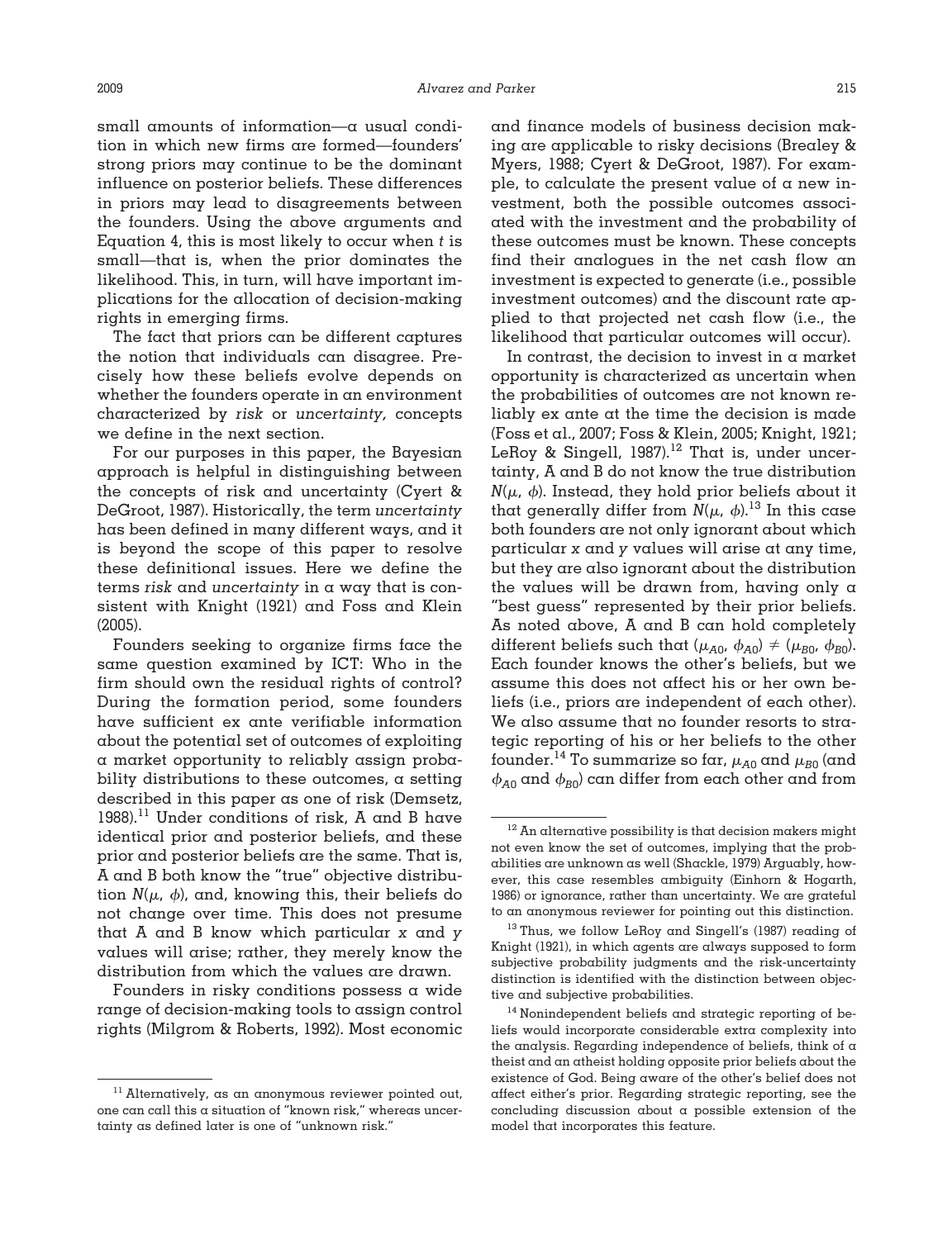small amounts of information—a usual condition in which new firms are formed—founders' strong priors may continue to be the dominant influence on posterior beliefs. These differences in priors may lead to disagreements between the founders. Using the above arguments and Equation 4, this is most likely to occur when $t$ is small—that is, when the prior dominates the likelihood. This, in turn, will have important implications for the allocation of decision-making rights in emerging firms.

The fact that priors can be different captures the notion that individuals can disagree. Precisely how these beliefs evolve depends on whether the founders operate in an environment characterized by *risk* or *uncertainty,* concepts we define in the next section.

For our purposes in this paper, the Bayesian approach is helpful in distinguishing between the concepts of risk and uncertainty (Cyert & DeGroot, 1987). Historically, the term *uncertainty* has been defined in many different ways, and it is beyond the scope of this paper to resolve these definitional issues. Here we define the terms *risk* and *uncertainty* in a way that is consistent with Knight (1921) and Foss and Klein (2005).

Founders seeking to organize firms face the same question examined by ICT: Who in the firm should own the residual rights of control? During the formation period, some founders have sufficient ex ante verifiable information about the potential set of outcomes of exploiting a market opportunity to reliably assign probability distributions to these outcomes, a setting described in this paper as one of risk (Demsetz, 1988).[11] Under conditions of risk, A and B have identical prior and posterior beliefs, and these prior and posterior beliefs are the same. That is, A and B both know the "true" objective distribution $N(\mu, \phi)$, and, knowing this, their beliefs do not change over time. This does not presume that A and B know which particular $x$ and $y$ values will arise; rather, they merely know the distribution from which the values are drawn.

Founders in risky conditions possess a wide range of decision-making tools to assign control rights (Milgrom & Roberts, 1992). Most economic and finance models of business decision making are applicable to risky decisions (Brealey & Myers, 1988; Cyert & DeGroot, 1987). For example, to calculate the present value of a new investment, both the possible outcomes associated with the investment and the probability of these outcomes must be known. These concepts find their analogues in the net cash flow an investment is expected to generate (i.e., possible investment outcomes) and the discount rate applied to that projected net cash flow (i.e., the likelihood that particular outcomes will occur).

In contrast, the decision to invest in a market opportunity is characterized as uncertain when the probabilities of outcomes are not known reliably ex ante at the time the decision is made (Foss et al., 2007; Foss & Klein, 2005; Knight, 1921; LeRoy & Singell, 1987).[12] That is, under uncertainty, A and B do not know the true distribution $N(\mu, \phi)$. Instead, they hold prior beliefs about it that generally differ from $N(\mu, \phi)$.[13] In this case both founders are not only ignorant about which particular $x$ and $y$ values will arise at any time, but they are also ignorant about the distribution the values will be drawn from, having only a "best guess" represented by their prior beliefs. As noted above, A and B can hold completely different beliefs such that $(\mu_{A0}, \phi_{A0}) \neq (\mu_{B0}, \phi_{B0})$. Each founder knows the other's beliefs, but we assume this does not affect his or her own beliefs (i.e., priors are independent of each other). We also assume that no founder resorts to strategic reporting of his or her beliefs to the other founder.[14] To summarize so far, $\mu_{A0}$ and $\mu_{B0}$ (and $\phi_{A0}$ and $\phi_{B0}$) can differ from each other and from

---

[11] Alternatively, as an anonymous reviewer pointed out, one can call this a situation of "known risk," whereas uncertainty as defined later is one of "unknown risk."

[12] An alternative possibility is that decision makers might not even know the set of outcomes, implying that the probabilities are unknown as well (Shackle, 1979) Arguably, however, this case resembles ambiguity (Einhorn & Hogarth, 1986) or ignorance, rather than uncertainty. We are grateful to an anonymous reviewer for pointing out this distinction.

[13] Thus, we follow LeRoy and Singell's (1987) reading of Knight (1921), in which agents are always supposed to form subjective probability judgments and the risk-uncertainty distinction is identified with the distinction between objective and subjective probabilities.

[14] Nonindependent beliefs and strategic reporting of beliefs would incorporate considerable extra complexity into the analysis. Regarding independence of beliefs, think of a theist and an atheist holding opposite prior beliefs about the existence of God. Being aware of the other's belief does not affect either's prior. Regarding strategic reporting, see the concluding discussion about a possible extension of the model that incorporates this feature.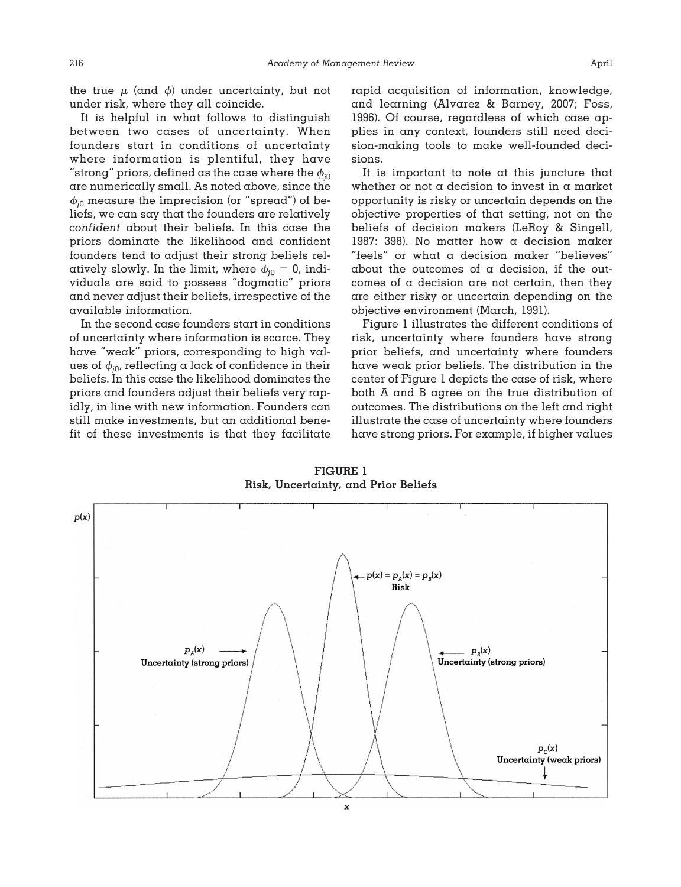the true $\mu$ (and $\phi$) under uncertainty, but not under risk, where they all coincide.

It is helpful in what follows to distinguish between two cases of uncertainty. When founders start in conditions of uncertainty where information is plentiful, they have "strong" priors, defined as the case where the $\phi_{j0}$ are numerically small. As noted above, since the $\phi_{j0}$ measure the imprecision (or "spread") of beliefs, we can say that the founders are relatively *confident* about their beliefs. In this case the priors dominate the likelihood and confident founders tend to adjust their strong beliefs relatively slowly. In the limit, where $\phi_{j0} = 0$, individuals are said to possess "dogmatic" priors and never adjust their beliefs, irrespective of the available information.

In the second case founders start in conditions of uncertainty where information is scarce. They have "weak" priors, corresponding to high values of $\phi_{j0}$, reflecting a lack of confidence in their beliefs. In this case the likelihood dominates the priors and founders adjust their beliefs very rapidly, in line with new information. Founders can still make investments, but an additional benefit of these investments is that they facilitate rapid acquisition of information, knowledge, and learning (Alvarez & Barney, 2007; Foss, 1996). Of course, regardless of which case applies in any context, founders still need decision-making tools to make well-founded decisions.

It is important to note at this juncture that whether or not a decision to invest in a market opportunity is risky or uncertain depends on the objective properties of that setting, not on the beliefs of decision makers (LeRoy & Singell, 1987: 398). No matter how a decision maker "feels" or what a decision maker "believes" about the outcomes of a decision, if the outcomes of a decision are not certain, then they are either risky or uncertain depending on the objective environment (March, 1991).

Figure 1 illustrates the different conditions of risk, uncertainty where founders have strong prior beliefs, and uncertainty where founders have weak prior beliefs. The distribution in the center of Figure 1 depicts the case of risk, where both A and B agree on the true distribution of outcomes. The distributions on the left and right illustrate the case of uncertainty where founders have strong priors. For example, if higher values

**FIGURE 1**
**Risk, Uncertainty, and Prior Beliefs**

$p(x)$

$p(x) = p_A(x) = p_B(x)$ Risk

$p_A(x)$ Uncertainty (strong priors)

$p_B(x)$ Uncertainty (strong priors)

$p_C(x)$ Uncertainty (weak priors)

$x$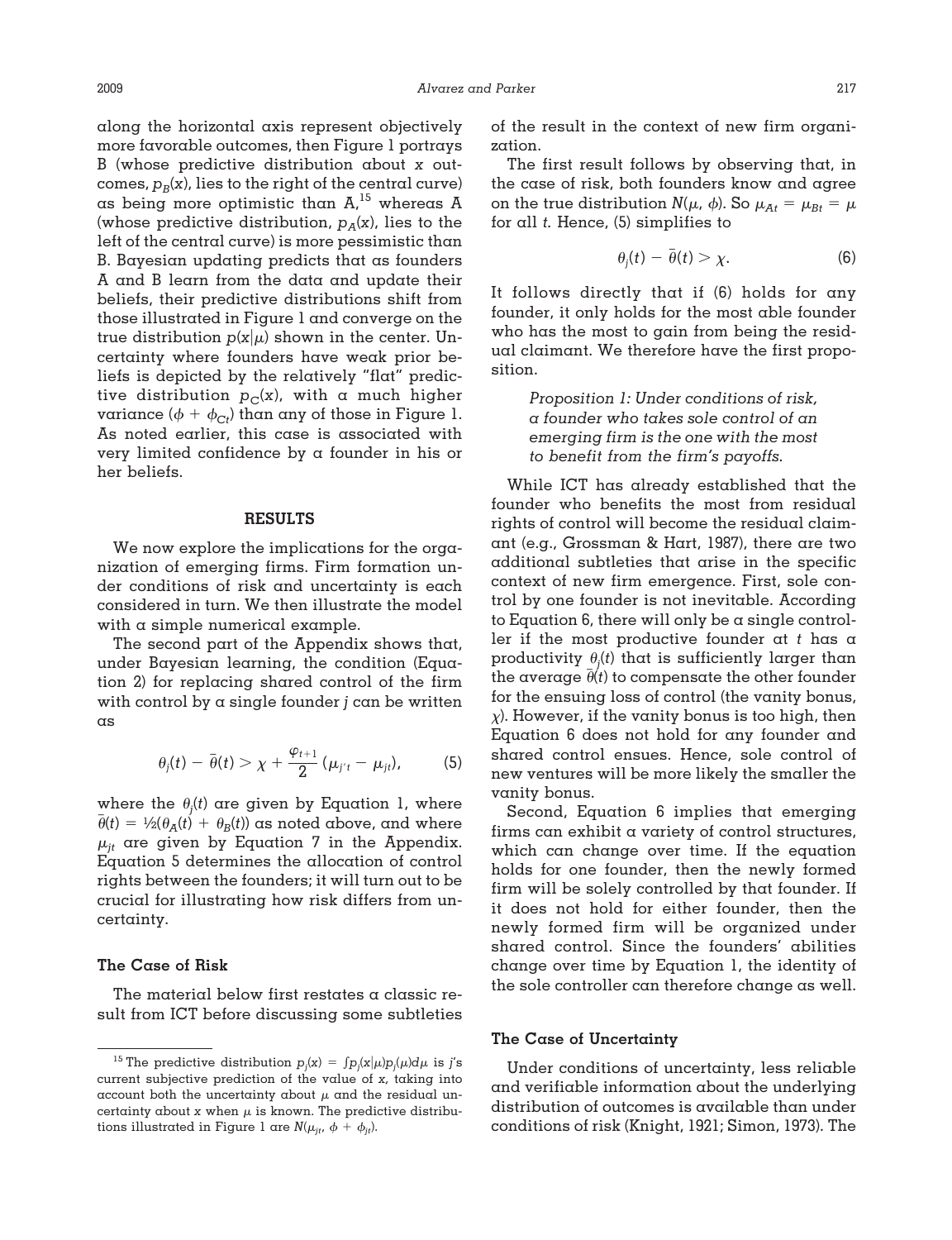along the horizontal axis represent objectively more favorable outcomes, then Figure 1 portrays B (whose predictive distribution about $x$ outcomes, $p_B(x)$, lies to the right of the central curve) as being more optimistic than A,[15] whereas A (whose predictive distribution, $p_A(x)$, lies to the left of the central curve) is more pessimistic than B. Bayesian updating predicts that as founders A and B learn from the data and update their beliefs, their predictive distributions shift from those illustrated in Figure 1 and converge on the true distribution $p(x|\mu)$ shown in the center. Uncertainty where founders have weak prior beliefs is depicted by the relatively "flat" predictive distribution $p_C(x)$, with a much higher variance ($\phi + \phi_{Ct}$) than any of those in Figure 1. As noted earlier, this case is associated with very limited confidence by a founder in his or her beliefs.

## RESULTS

We now explore the implications for the organization of emerging firms. Firm formation under conditions of risk and uncertainty is each considered in turn. We then illustrate the model with a simple numerical example.

The second part of the Appendix shows that, under Bayesian learning, the condition (Equation 2) for replacing shared control of the firm with control by a single founder $j$ can be written as

$$\theta_j(t) - \bar{\theta}(t) > \chi + \frac{\varphi_{t+1}}{2}(\mu_{j't} - \mu_{jt}), \tag{5}$$

where the $\theta_j(t)$ are given by Equation 1, where $\bar{\theta}(t) = ½(\theta_A(t) + \theta_B(t))$ as noted above, and where $\mu_{jt}$ are given by Equation 7 in the Appendix. Equation 5 determines the allocation of control rights between the founders; it will turn out to be crucial for illustrating how risk differs from uncertainty.

### The Case of Risk

The material below first restates a classic result from ICT before discussing some subtleties of the result in the context of new firm organization.

The first result follows by observing that, in the case of risk, both founders know and agree on the true distribution $N(\mu, \phi)$. So $\mu_{At} = \mu_{Bt} = \mu$ for all $t$. Hence, (5) simplifies to

$$\theta_j(t) - \bar{\theta}(t) > \chi. \tag{6}$$

It follows directly that if (6) holds for any founder, it only holds for the most able founder who has the most to gain from being the residual claimant. We therefore have the first proposition.

> *Proposition 1: Under conditions of risk, a founder who takes sole control of an emerging firm is the one with the most to benefit from the firm's payoffs.*

While ICT has already established that the founder who benefits the most from residual rights of control will become the residual claimant (e.g., Grossman & Hart, 1987), there are two additional subtleties that arise in the specific context of new firm emergence. First, sole control by one founder is not inevitable. According to Equation 6, there will only be a single controller if the most productive founder at $t$ has a productivity $\theta_j(t)$ that is sufficiently larger than the average $\bar{\theta}(t)$ to compensate the other founder for the ensuing loss of control (the vanity bonus, $\chi$). However, if the vanity bonus is too high, then Equation 6 does not hold for any founder and shared control ensues. Hence, sole control of new ventures will be more likely the smaller the vanity bonus.

Second, Equation 6 implies that emerging firms can exhibit a variety of control structures, which can change over time. If the equation holds for one founder, then the newly formed firm will be solely controlled by that founder. If it does not hold for either founder, then the newly formed firm will be organized under shared control. Since the founders' abilities change over time by Equation 1, the identity of the sole controller can therefore change as well.

### The Case of Uncertainty

Under conditions of uncertainty, less reliable and verifiable information about the underlying distribution of outcomes is available than under conditions of risk (Knight, 1921; Simon, 1973). The

---

[15] The predictive distribution $p_j(x) = \int p_j(x|\mu)p_j(\mu)d\mu$ is $j$'s current subjective prediction of the value of $x$, taking into account both the uncertainty about $\mu$ and the residual uncertainty about $x$ when $\mu$ is known. The predictive distributions illustrated in Figure 1 are $N(\mu_{jt}, \phi + \phi_{jt})$.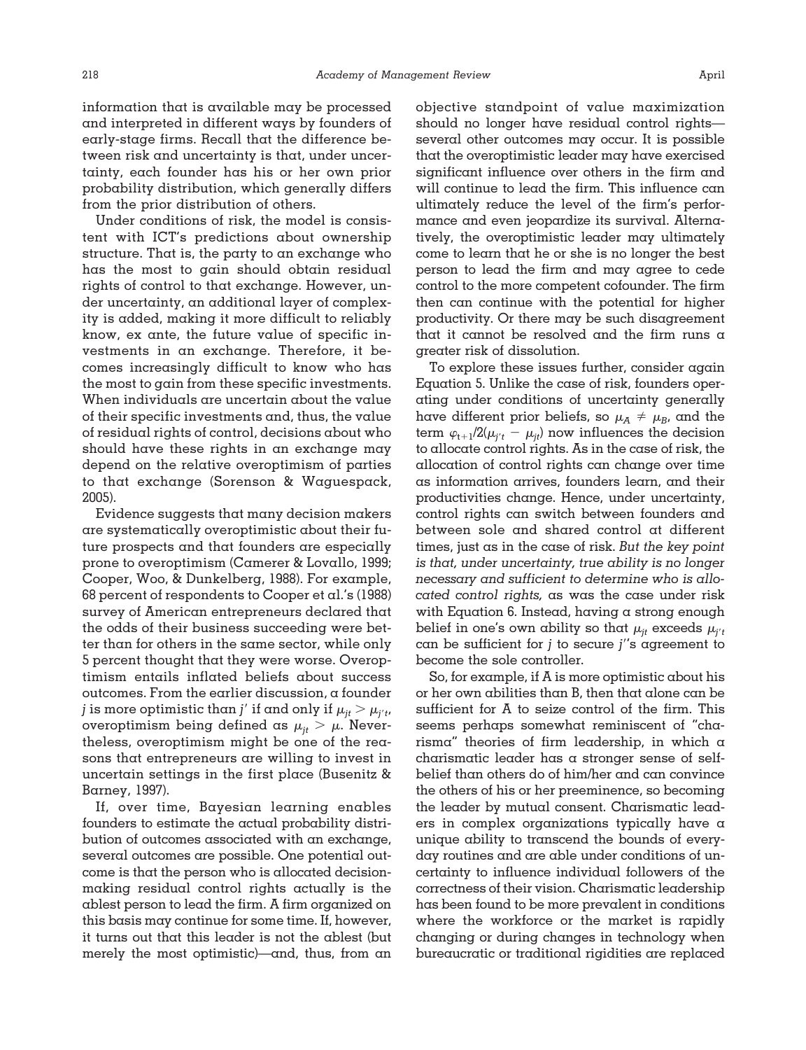information that is available may be processed and interpreted in different ways by founders of early-stage firms. Recall that the difference between risk and uncertainty is that, under uncertainty, each founder has his or her own prior probability distribution, which generally differs from the prior distribution of others.

Under conditions of risk, the model is consistent with ICT's predictions about ownership structure. That is, the party to an exchange who has the most to gain should obtain residual rights of control to that exchange. However, under uncertainty, an additional layer of complexity is added, making it more difficult to reliably know, ex ante, the future value of specific investments in an exchange. Therefore, it becomes increasingly difficult to know who has the most to gain from these specific investments. When individuals are uncertain about the value of their specific investments and, thus, the value of residual rights of control, decisions about who should have these rights in an exchange may depend on the relative overoptimism of parties to that exchange (Sorenson & Waguespack, 2005).

Evidence suggests that many decision makers are systematically overoptimistic about their future prospects and that founders are especially prone to overoptimism (Camerer & Lovallo, 1999; Cooper, Woo, & Dunkelberg, 1988). For example, 68 percent of respondents to Cooper et al.'s (1988) survey of American entrepreneurs declared that the odds of their business succeeding were better than for others in the same sector, while only 5 percent thought that they were worse. Overoptimism entails inflated beliefs about success outcomes. From the earlier discussion, a founder $j$ is more optimistic than $j'$ if and only if $\mu_{jt} > \mu_{j't}$, overoptimism being defined as $\mu_{jt} > \mu$. Nevertheless, overoptimism might be one of the reasons that entrepreneurs are willing to invest in uncertain settings in the first place (Busenitz & Barney, 1997).

If, over time, Bayesian learning enables founders to estimate the actual probability distribution of outcomes associated with an exchange, several outcomes are possible. One potential outcome is that the person who is allocated decision-making residual control rights actually is the ablest person to lead the firm. A firm organized on this basis may continue for some time. If, however, it turns out that this leader is not the ablest (but merely the most optimistic)—and, thus, from an objective standpoint of value maximization should no longer have residual control rights—several other outcomes may occur. It is possible that the overoptimistic leader may have exercised significant influence over others in the firm and will continue to lead the firm. This influence can ultimately reduce the level of the firm's performance and even jeopardize its survival. Alternatively, the overoptimistic leader may ultimately come to learn that he or she is no longer the best person to lead the firm and may agree to cede control to the more competent cofounder. The firm then can continue with the potential for higher productivity. Or there may be such disagreement that it cannot be resolved and the firm runs a greater risk of dissolution.

To explore these issues further, consider again Equation 5. Unlike the case of risk, founders operating under conditions of uncertainty generally have different prior beliefs, so $\mu_A \neq \mu_B$, and the term $\varphi_{t+1}/2(\mu_{j't} - \mu_{jt})$ now influences the decision to allocate control rights. As in the case of risk, the allocation of control rights can change over time as information arrives, founders learn, and their productivities change. Hence, under uncertainty, control rights can switch between founders and between sole and shared control at different times, just as in the case of risk. *But the key point is that, under uncertainty, true ability is no longer necessary and sufficient to determine who is allocated control rights,* as was the case under risk with Equation 6. Instead, having a strong enough belief in one's own ability so that $\mu_{jt}$ exceeds $\mu_{j't}$ can be sufficient for $j$ to secure $j'$'s agreement to become the sole controller.

So, for example, if A is more optimistic about his or her own abilities than B, then that alone can be sufficient for A to seize control of the firm. This seems perhaps somewhat reminiscent of "charisma" theories of firm leadership, in which a charismatic leader has a stronger sense of self-belief than others do of him/her and can convince the others of his or her preeminence, so becoming the leader by mutual consent. Charismatic leaders in complex organizations typically have a unique ability to transcend the bounds of everyday routines and are able under conditions of uncertainty to influence individual followers of the correctness of their vision. Charismatic leadership has been found to be more prevalent in conditions where the workforce or the market is rapidly changing or during changes in technology when bureaucratic or traditional rigidities are replaced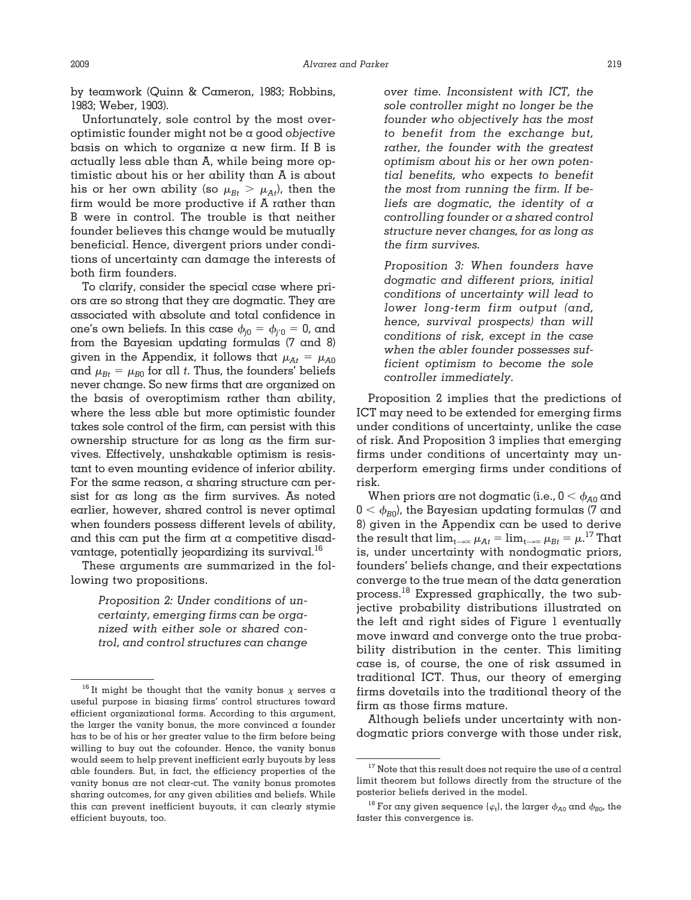by teamwork (Quinn & Cameron, 1983; Robbins, 1983; Weber, 1903).

Unfortunately, sole control by the most overoptimistic founder might not be a good *objective* basis on which to organize a new firm. If B is actually less able than A, while being more optimistic about his or her ability than A is about his or her own ability (so $\mu_{Bt} > \mu_{At}$), then the firm would be more productive if A rather than B were in control. The trouble is that neither founder believes this change would be mutually beneficial. Hence, divergent priors under conditions of uncertainty can damage the interests of both firm founders.

To clarify, consider the special case where priors are so strong that they are dogmatic. They are associated with absolute and total confidence in one's own beliefs. In this case $\phi_{j0} = \phi_{j'0} = 0$, and from the Bayesian updating formulas (7 and 8) given in the Appendix, it follows that $\mu_{At} = \mu_{A0}$ and $\mu_{Bt} = \mu_{B0}$ for all $t$. Thus, the founders' beliefs never change. So new firms that are organized on the basis of overoptimism rather than ability, where the less able but more optimistic founder takes sole control of the firm, can persist with this ownership structure for as long as the firm survives. Effectively, unshakable optimism is resistant to even mounting evidence of inferior ability. For the same reason, a sharing structure can persist for as long as the firm survives. As noted earlier, however, shared control is never optimal when founders possess different levels of ability, and this can put the firm at a competitive disadvantage, potentially jeopardizing its survival.[16]

These arguments are summarized in the following two propositions.

> *Proposition 2: Under conditions of uncertainty, emerging firms can be organized with either sole or shared control, and control structures can change over time. Inconsistent with ICT, the sole controller might no longer be the founder who objectively has the most to benefit from the exchange but, rather, the founder with the greatest optimism about his or her own potential benefits, who* expects *to benefit the most from running the firm. If beliefs are dogmatic, the identity of a controlling founder or a shared control structure never changes, for as long as the firm survives.*

> *Proposition 3: When founders have dogmatic and different priors, initial conditions of uncertainty will lead to lower long-term firm output (and, hence, survival prospects) than will conditions of risk, except in the case when the abler founder possesses sufficient optimism to become the sole controller immediately.*

Proposition 2 implies that the predictions of ICT may need to be extended for emerging firms under conditions of uncertainty, unlike the case of risk. And Proposition 3 implies that emerging firms under conditions of uncertainty may underperform emerging firms under conditions of risk.

When priors are not dogmatic (i.e., $0 < \phi_{A0}$ and $0 < \phi_{B0}$), the Bayesian updating formulas (7 and 8) given in the Appendix can be used to derive the result that $\lim_{t\to\infty} \mu_{At} = \lim_{t\to\infty} \mu_{Bt} = \mu$.[17] That is, under uncertainty with nondogmatic priors, founders' beliefs change, and their expectations converge to the true mean of the data generation process.[18] Expressed graphically, the two subjective probability distributions illustrated on the left and right sides of Figure 1 eventually move inward and converge onto the true probability distribution in the center. This limiting case is, of course, the one of risk assumed in traditional ICT. Thus, our theory of emerging firms dovetails into the traditional theory of the firm as those firms mature.

Although beliefs under uncertainty with nondogmatic priors converge with those under risk,

---

[16] It might be thought that the vanity bonus $\chi$ serves a useful purpose in biasing firms' control structures toward efficient organizational forms. According to this argument, the larger the vanity bonus, the more convinced a founder has to be of his or her greater value to the firm before being willing to buy out the cofounder. Hence, the vanity bonus would seem to help prevent inefficient early buyouts by less able founders. But, in fact, the efficiency properties of the vanity bonus are not clear-cut. The vanity bonus promotes sharing outcomes, for any given abilities and beliefs. While this can prevent inefficient buyouts, it can clearly stymie efficient buyouts, too.

[17] Note that this result does not require the use of a central limit theorem but follows directly from the structure of the posterior beliefs derived in the model.

[18] For any given sequence $\{\varphi_t\}$, the larger $\phi_{A0}$ and $\phi_{B0}$, the faster this convergence is.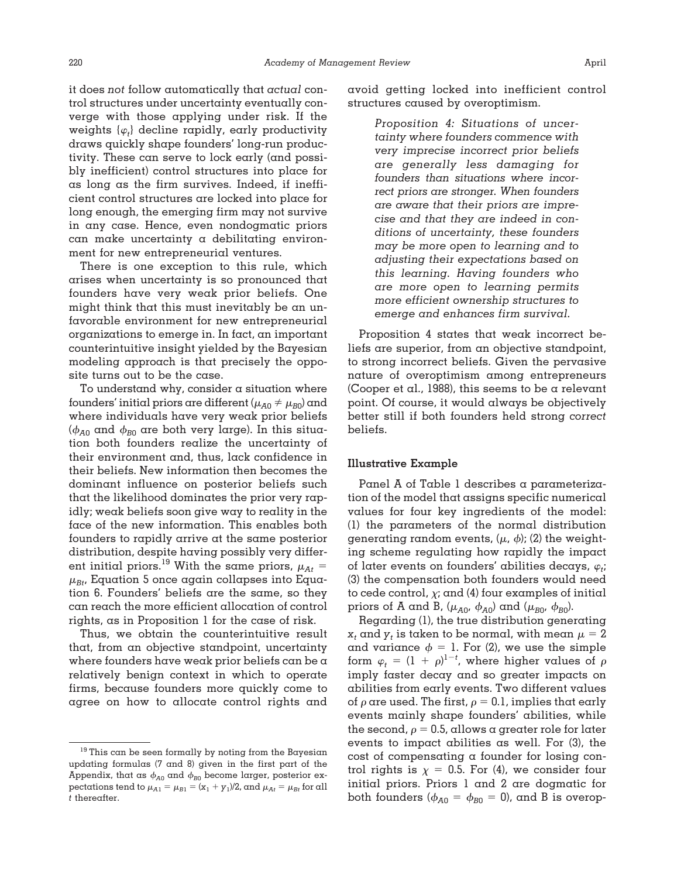it does *not* follow automatically that *actual* control structures under uncertainty eventually converge with those applying under risk. If the weights $\{\varphi_t\}$ decline rapidly, early productivity draws quickly shape founders' long-run productivity. These can serve to lock early (and possibly inefficient) control structures into place for as long as the firm survives. Indeed, if inefficient control structures are locked into place for long enough, the emerging firm may not survive in any case. Hence, even nondogmatic priors can make uncertainty a debilitating environment for new entrepreneurial ventures.

There is one exception to this rule, which arises when uncertainty is so pronounced that founders have very weak prior beliefs. One might think that this must inevitably be an unfavorable environment for new entrepreneurial organizations to emerge in. In fact, an important counterintuitive insight yielded by the Bayesian modeling approach is that precisely the opposite turns out to be the case.

To understand why, consider a situation where founders' initial priors are different ($\mu_{A0} \neq \mu_{B0}$) and where individuals have very weak prior beliefs ($\phi_{A0}$ and $\phi_{B0}$ are both very large). In this situation both founders realize the uncertainty of their environment and, thus, lack confidence in their beliefs. New information then becomes the dominant influence on posterior beliefs such that the likelihood dominates the prior very rapidly; weak beliefs soon give way to reality in the face of the new information. This enables both founders to rapidly arrive at the same posterior distribution, despite having possibly very different initial priors.[19] With the same priors, $\mu_{At} = \mu_{Bt}$, Equation 5 once again collapses into Equation 6. Founders' beliefs are the same, so they can reach the more efficient allocation of control rights, as in Proposition 1 for the case of risk.

Thus, we obtain the counterintuitive result that, from an objective standpoint, uncertainty where founders have weak prior beliefs can be a relatively benign context in which to operate firms, because founders more quickly come to agree on how to allocate control rights and avoid getting locked into inefficient control structures caused by overoptimism.

> *Proposition 4: Situations of uncertainty where founders commence with very imprecise incorrect prior beliefs are generally less damaging for founders than situations where incorrect priors are stronger. When founders are aware that their priors are imprecise and that they are indeed in conditions of uncertainty, these founders may be more open to learning and to adjusting their expectations based on this learning. Having founders who are more open to learning permits more efficient ownership structures to emerge and enhances firm survival.*

Proposition 4 states that weak incorrect beliefs are superior, from an objective standpoint, to strong incorrect beliefs. Given the pervasive nature of overoptimism among entrepreneurs (Cooper et al., 1988), this seems to be a relevant point. Of course, it would always be objectively better still if both founders held strong *correct* beliefs.

### Illustrative Example

Panel A of Table 1 describes a parameterization of the model that assigns specific numerical values for four key ingredients of the model: (1) the parameters of the normal distribution generating random events, ($\mu$, $\phi$); (2) the weighting scheme regulating how rapidly the impact of later events on founders' abilities decays, $\varphi_t$; (3) the compensation both founders would need to cede control, $\chi$; and (4) four examples of initial priors of A and B, ($\mu_{A0}$, $\phi_{A0}$) and ($\mu_{B0}$, $\phi_{B0}$).

Regarding (1), the true distribution generating $x_t$ and $y_t$ is taken to be normal, with mean $\mu = 2$ and variance $\phi = 1$. For (2), we use the simple form $\varphi_t = (1 + \rho)^{1-t}$, where higher values of $\rho$ imply faster decay and so greater impacts on abilities from early events. Two different values of $\rho$ are used. The first, $\rho = 0.1$, implies that early events mainly shape founders' abilities, while the second, $\rho = 0.5$, allows a greater role for later events to impact abilities as well. For (3), the cost of compensating a founder for losing control rights is $\chi = 0.5$. For (4), we consider four initial priors. Priors 1 and 2 are dogmatic for both founders ($\phi_{A0} = \phi_{B0} = 0$), and B is overop-

[19] This can be seen formally by noting from the Bayesian updating formulas (7 and 8) given in the first part of the Appendix, that as $\phi_{A0}$ and $\phi_{B0}$ become larger, posterior expectations tend to $\mu_{A1} = \mu_{B1} = (x_1 + y_1)/2$, and $\mu_{At} = \mu_{Bt}$ for all $t$ thereafter.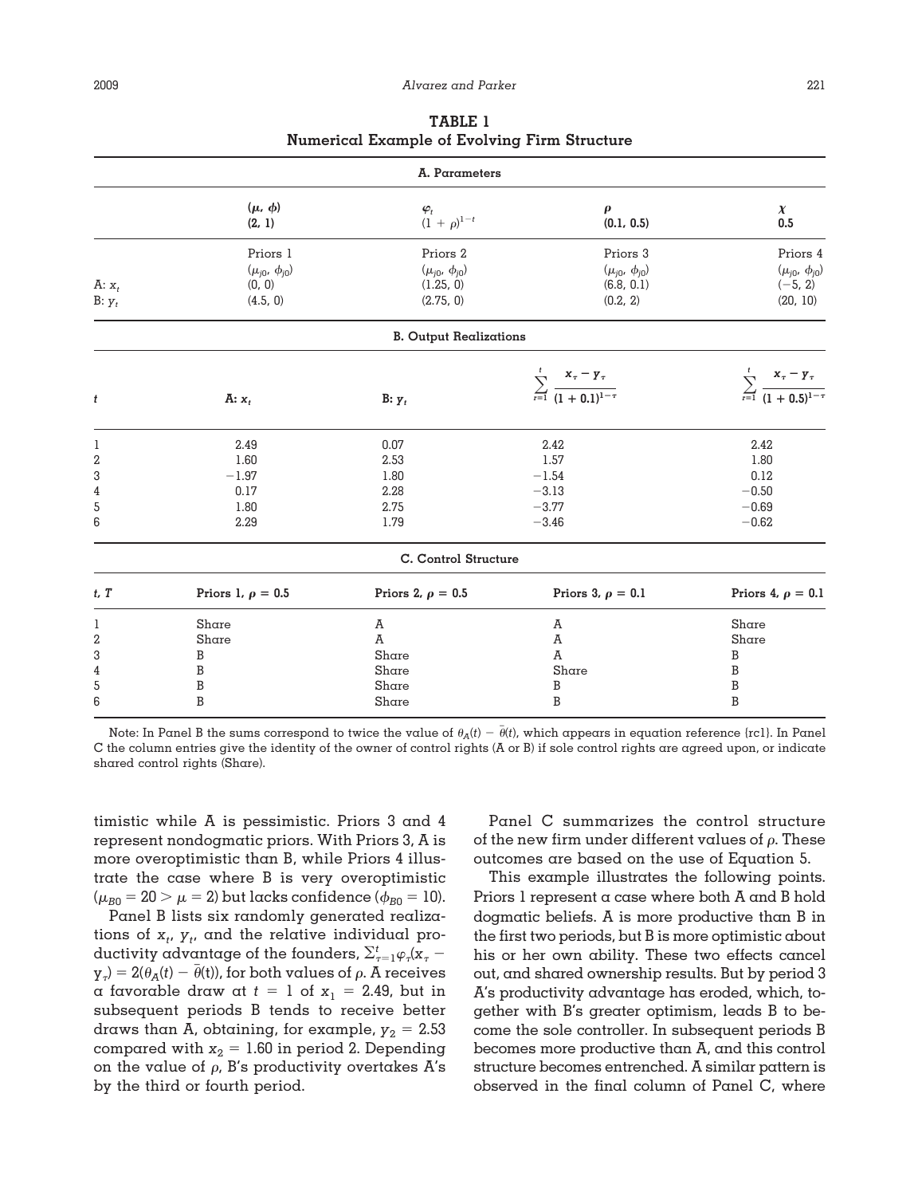**TABLE 1**
**Numerical Example of Evolving Firm Structure**

| | **A. Parameters** | | | |
|---|---|---|---|---|
| | $(\mu, \phi)$ (2, 1) | $\varphi_t$ $(1+\rho)^{1-t}$ | $\rho$ (0.1, 0.5) | $\chi$ 0.5 |
| | Priors 1 $(\mu_{j0}, \phi_{j0})$ | Priors 2 $(\mu_{j0}, \phi_{j0})$ | Priors 3 $(\mu_{j0}, \phi_{j0})$ | Priors 4 $(\mu_{j0}, \phi_{j0})$ |
| A: $x_t$ | (0, 0) | (1.25, 0) | (6.8, 0.1) | (−5, 2) |
| B: $y_t$ | (4.5, 0) | (2.75, 0) | (0.2, 2) | (20, 10) |

| | **B. Output Realizations** | | | |
|---|---|---|---|---|
| $t$ | A: $x_t$ | B: $y_t$ | $\sum_{\tau=1}^{t} \frac{x_\tau - y_\tau}{(1+0.1)^{1-\tau}}$ | $\sum_{\tau=1}^{t} \frac{x_\tau - y_\tau}{(1+0.5)^{1-\tau}}$ |
| 1 | 2.49 | 0.07 | 2.42 | 2.42 |
| 2 | 1.60 | 2.53 | 1.57 | 1.80 |
| 3 | −1.97 | 1.80 | −1.54 | 0.12 |
| 4 | 0.17 | 2.28 | −3.13 | −0.50 |
| 5 | 1.80 | 2.75 | −3.77 | −0.69 |
| 6 | 2.29 | 1.79 | −3.46 | −0.62 |

| | **C. Control Structure** | | | |
|---|---|---|---|---|
| $t$, $T$ | Priors 1, $\rho = 0.5$ | Priors 2, $\rho = 0.5$ | Priors 3, $\rho = 0.1$ | Priors 4, $\rho = 0.1$ |
| 1 | Share | A | A | Share |
| 2 | Share | A | A | Share |
| 3 | B | Share | A | B |
| 4 | B | Share | Share | B |
| 5 | B | Share | B | B |
| 6 | B | Share | B | B |

Note: In Panel B the sums correspond to twice the value of $\theta_A(t) - \bar{\theta}(t)$, which appears in equation reference {rc1}. In Panel C the column entries give the identity of the owner of control rights (A or B) if sole control rights are agreed upon, or indicate shared control rights (Share).

timistic while A is pessimistic. Priors 3 and 4 represent nondogmatic priors. With Priors 3, A is more overoptimistic than B, while Priors 4 illustrate the case where B is very overoptimistic ($\mu_{B0} = 20 > \mu = 2$) but lacks confidence ($\phi_{B0} = 10$).

Panel B lists six randomly generated realizations of $x_t$, $y_t$, and the relative individual productivity advantage of the founders, $\sum_{\tau=1}^{t}\varphi_\tau(x_\tau - y_\tau) = 2(\theta_A(t) - \bar{\theta}(t))$, for both values of $\rho$. A receives a favorable draw at $t = 1$ of $x_1 = 2.49$, but in subsequent periods B tends to receive better draws than A, obtaining, for example, $y_2 = 2.53$ compared with $x_2 = 1.60$ in period 2. Depending on the value of $\rho$, B's productivity overtakes A's by the third or fourth period.

Panel C summarizes the control structure of the new firm under different values of $\rho$. These outcomes are based on the use of Equation 5.

This example illustrates the following points. Priors 1 represent a case where both A and B hold dogmatic beliefs. A is more productive than B in the first two periods, but B is more optimistic about his or her own ability. These two effects cancel out, and shared ownership results. But by period 3 A's productivity advantage has eroded, which, together with B's greater optimism, leads B to become the sole controller. In subsequent periods B becomes more productive than A, and this control structure becomes entrenched. A similar pattern is observed in the final column of Panel C, where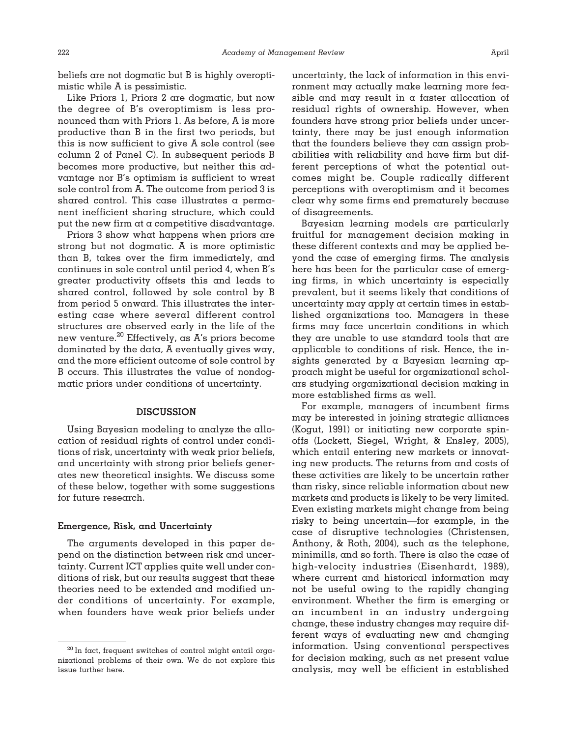beliefs are not dogmatic but B is highly overoptimistic while A is pessimistic.

Like Priors 1, Priors 2 are dogmatic, but now the degree of B's overoptimism is less pronounced than with Priors 1. As before, A is more productive than B in the first two periods, but this is now sufficient to give A sole control (see column 2 of Panel C). In subsequent periods B becomes more productive, but neither this advantage nor B's optimism is sufficient to wrest sole control from A. The outcome from period 3 is shared control. This case illustrates a permanent inefficient sharing structure, which could put the new firm at a competitive disadvantage.

Priors 3 show what happens when priors are strong but not dogmatic. A is more optimistic than B, takes over the firm immediately, and continues in sole control until period 4, when B's greater productivity offsets this and leads to shared control, followed by sole control by B from period 5 onward. This illustrates the interesting case where several different control structures are observed early in the life of the new venture.[20] Effectively, as A's priors become dominated by the data, A eventually gives way, and the more efficient outcome of sole control by B occurs. This illustrates the value of nondogmatic priors under conditions of uncertainty.

## DISCUSSION

Using Bayesian modeling to analyze the allocation of residual rights of control under conditions of risk, uncertainty with weak prior beliefs, and uncertainty with strong prior beliefs generates new theoretical insights. We discuss some of these below, together with some suggestions for future research.

### Emergence, Risk, and Uncertainty

The arguments developed in this paper depend on the distinction between risk and uncertainty. Current ICT applies quite well under conditions of risk, but our results suggest that these theories need to be extended and modified under conditions of uncertainty. For example, when founders have weak prior beliefs under uncertainty, the lack of information in this environment may actually make learning more feasible and may result in a faster allocation of residual rights of ownership. However, when founders have strong prior beliefs under uncertainty, there may be just enough information that the founders believe they can assign probabilities with reliability and have firm but different perceptions of what the potential outcomes might be. Couple radically different perceptions with overoptimism and it becomes clear why some firms end prematurely because of disagreements.

Bayesian learning models are particularly fruitful for management decision making in these different contexts and may be applied beyond the case of emerging firms. The analysis here has been for the particular case of emerging firms, in which uncertainty is especially prevalent, but it seems likely that conditions of uncertainty may apply at certain times in established organizations too. Managers in these firms may face uncertain conditions in which they are unable to use standard tools that are applicable to conditions of risk. Hence, the insights generated by a Bayesian learning approach might be useful for organizational scholars studying organizational decision making in more established firms as well.

For example, managers of incumbent firms may be interested in joining strategic alliances (Kogut, 1991) or initiating new corporate spinoffs (Lockett, Siegel, Wright, & Ensley, 2005), which entail entering new markets or innovating new products. The returns from and costs of these activities are likely to be uncertain rather than risky, since reliable information about new markets and products is likely to be very limited. Even existing markets might change from being risky to being uncertain—for example, in the case of disruptive technologies (Christensen, Anthony, & Roth, 2004), such as the telephone, minimills, and so forth. There is also the case of high-velocity industries (Eisenhardt, 1989), where current and historical information may not be useful owing to the rapidly changing environment. Whether the firm is emerging or an incumbent in an industry undergoing change, these industry changes may require different ways of evaluating new and changing information. Using conventional perspectives for decision making, such as net present value analysis, may well be efficient in established

[20] In fact, frequent switches of control might entail organizational problems of their own. We do not explore this issue further here.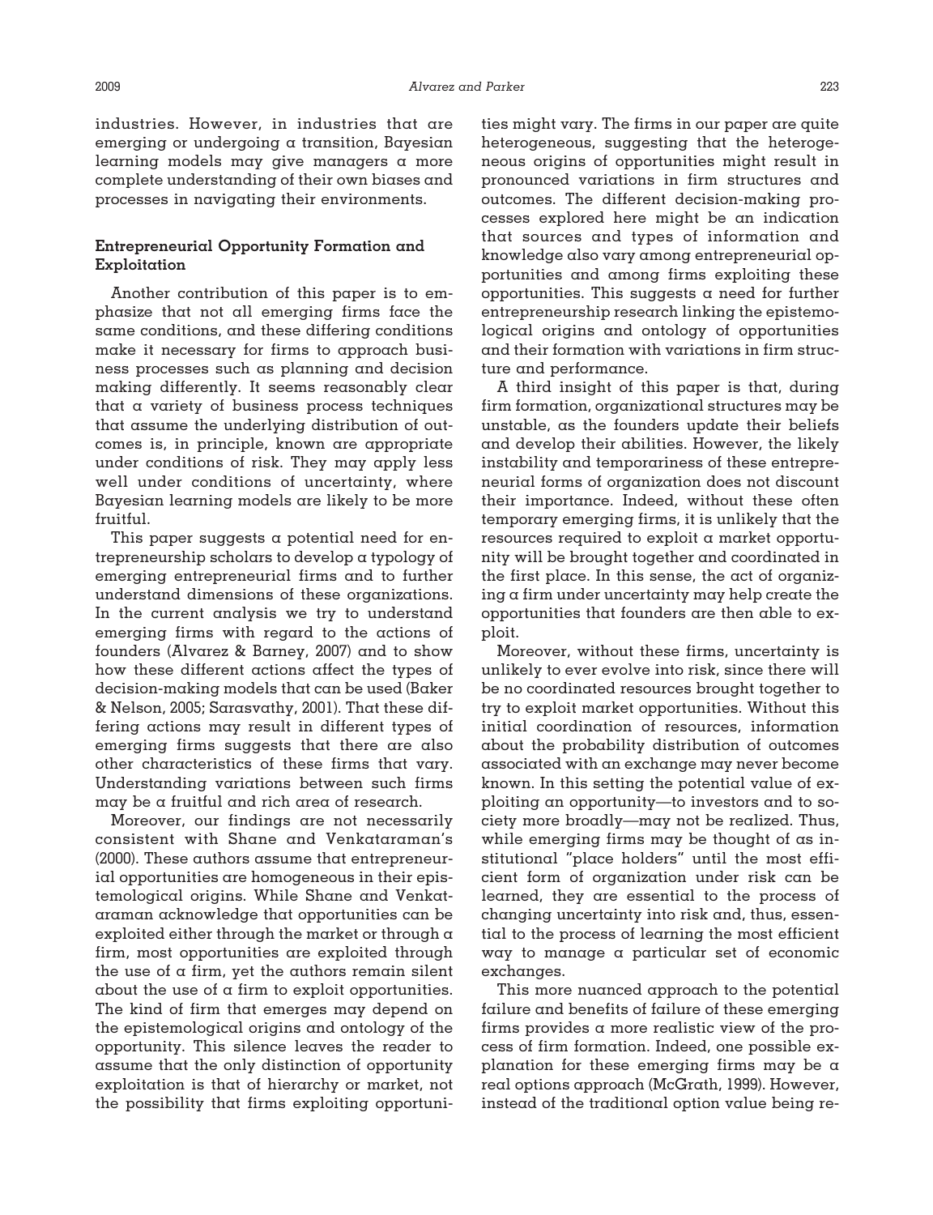industries. However, in industries that are emerging or undergoing a transition, Bayesian learning models may give managers a more complete understanding of their own biases and processes in navigating their environments.

### Entrepreneurial Opportunity Formation and Exploitation

Another contribution of this paper is to emphasize that not all emerging firms face the same conditions, and these differing conditions make it necessary for firms to approach business processes such as planning and decision making differently. It seems reasonably clear that a variety of business process techniques that assume the underlying distribution of outcomes is, in principle, known are appropriate under conditions of risk. They may apply less well under conditions of uncertainty, where Bayesian learning models are likely to be more fruitful.

This paper suggests a potential need for entrepreneurship scholars to develop a typology of emerging entrepreneurial firms and to further understand dimensions of these organizations. In the current analysis we try to understand emerging firms with regard to the actions of founders (Alvarez & Barney, 2007) and to show how these different actions affect the types of decision-making models that can be used (Baker & Nelson, 2005; Sarasvathy, 2001). That these differing actions may result in different types of emerging firms suggests that there are also other characteristics of these firms that vary. Understanding variations between such firms may be a fruitful and rich area of research.

Moreover, our findings are not necessarily consistent with Shane and Venkataraman's (2000). These authors assume that entrepreneurial opportunities are homogeneous in their epistemological origins. While Shane and Venkataraman acknowledge that opportunities can be exploited either through the market or through a firm, most opportunities are exploited through the use of a firm, yet the authors remain silent about the use of a firm to exploit opportunities. The kind of firm that emerges may depend on the epistemological origins and ontology of the opportunity. This silence leaves the reader to assume that the only distinction of opportunity exploitation is that of hierarchy or market, not the possibility that firms exploiting opportunities might vary. The firms in our paper are quite heterogeneous, suggesting that the heterogeneous origins of opportunities might result in pronounced variations in firm structures and outcomes. The different decision-making processes explored here might be an indication that sources and types of information and knowledge also vary among entrepreneurial opportunities and among firms exploiting these opportunities. This suggests a need for further entrepreneurship research linking the epistemological origins and ontology of opportunities and their formation with variations in firm structure and performance.

A third insight of this paper is that, during firm formation, organizational structures may be unstable, as the founders update their beliefs and develop their abilities. However, the likely instability and temporariness of these entrepreneurial forms of organization does not discount their importance. Indeed, without these often temporary emerging firms, it is unlikely that the resources required to exploit a market opportunity will be brought together and coordinated in the first place. In this sense, the act of organizing a firm under uncertainty may help create the opportunities that founders are then able to exploit.

Moreover, without these firms, uncertainty is unlikely to ever evolve into risk, since there will be no coordinated resources brought together to try to exploit market opportunities. Without this initial coordination of resources, information about the probability distribution of outcomes associated with an exchange may never become known. In this setting the potential value of exploiting an opportunity—to investors and to society more broadly—may not be realized. Thus, while emerging firms may be thought of as institutional "place holders" until the most efficient form of organization under risk can be learned, they are essential to the process of changing uncertainty into risk and, thus, essential to the process of learning the most efficient way to manage a particular set of economic exchanges.

This more nuanced approach to the potential failure and benefits of failure of these emerging firms provides a more realistic view of the process of firm formation. Indeed, one possible explanation for these emerging firms may be a real options approach (McGrath, 1999). However, instead of the traditional option value being re-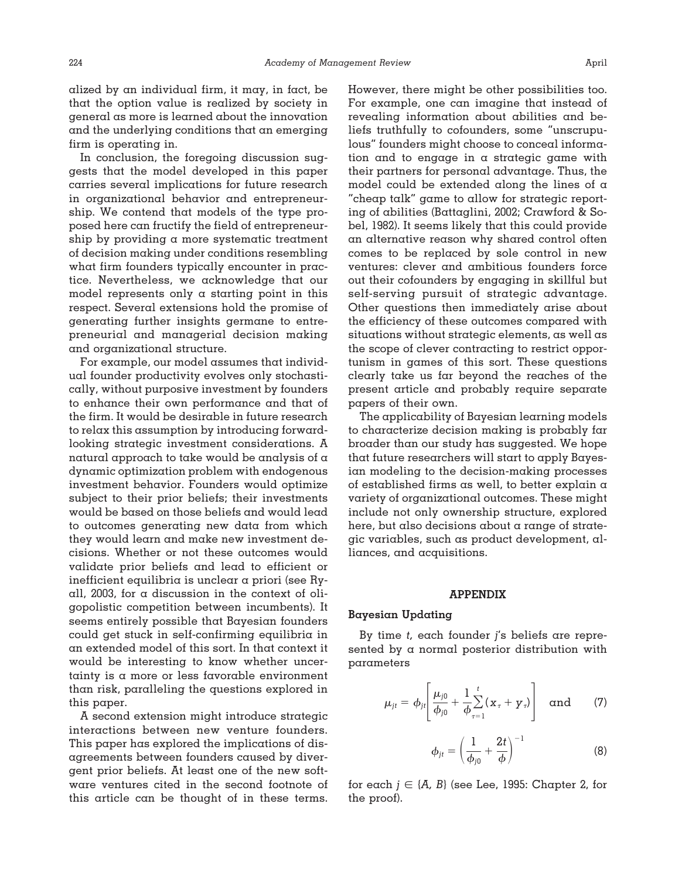alized by an individual firm, it may, in fact, be that the option value is realized by society in general as more is learned about the innovation and the underlying conditions that an emerging firm is operating in.

In conclusion, the foregoing discussion suggests that the model developed in this paper carries several implications for future research in organizational behavior and entrepreneurship. We contend that models of the type proposed here can fructify the field of entrepreneurship by providing a more systematic treatment of decision making under conditions resembling what firm founders typically encounter in practice. Nevertheless, we acknowledge that our model represents only a starting point in this respect. Several extensions hold the promise of generating further insights germane to entrepreneurial and managerial decision making and organizational structure.

For example, our model assumes that individual founder productivity evolves only stochastically, without purposive investment by founders to enhance their own performance and that of the firm. It would be desirable in future research to relax this assumption by introducing forward-looking strategic investment considerations. A natural approach to take would be analysis of a dynamic optimization problem with endogenous investment behavior. Founders would optimize subject to their prior beliefs; their investments would be based on those beliefs and would lead to outcomes generating new data from which they would learn and make new investment decisions. Whether or not these outcomes would validate prior beliefs and lead to efficient or inefficient equilibria is unclear a priori (see Ryall, 2003, for a discussion in the context of oligopolistic competition between incumbents). It seems entirely possible that Bayesian founders could get stuck in self-confirming equilibria in an extended model of this sort. In that context it would be interesting to know whether uncertainty is a more or less favorable environment than risk, paralleling the questions explored in this paper.

A second extension might introduce strategic interactions between new venture founders. This paper has explored the implications of disagreements between founders caused by divergent prior beliefs. At least one of the new software ventures cited in the second footnote of this article can be thought of in these terms. However, there might be other possibilities too. For example, one can imagine that instead of revealing information about abilities and beliefs truthfully to cofounders, some "unscrupulous" founders might choose to conceal information and to engage in a strategic game with their partners for personal advantage. Thus, the model could be extended along the lines of a "cheap talk" game to allow for strategic reporting of abilities (Battaglini, 2002; Crawford & Sobel, 1982). It seems likely that this could provide an alternative reason why shared control often comes to be replaced by sole control in new ventures: clever and ambitious founders force out their cofounders by engaging in skillful but self-serving pursuit of strategic advantage. Other questions then immediately arise about the efficiency of these outcomes compared with situations without strategic elements, as well as the scope of clever contracting to restrict opportunism in games of this sort. These questions clearly take us far beyond the reaches of the present article and probably require separate papers of their own.

The applicability of Bayesian learning models to characterize decision making is probably far broader than our study has suggested. We hope that future researchers will start to apply Bayesian modeling to the decision-making processes of established firms as well, to better explain a variety of organizational outcomes. These might include not only ownership structure, explored here, but also decisions about a range of strategic variables, such as product development, alliances, and acquisitions.

## APPENDIX

### Bayesian Updating

By time $t$, each founder $j$'s beliefs are represented by a normal posterior distribution with parameters

$$\mu_{jt} = \phi_{jt}\left[\frac{\mu_{j0}}{\phi_{j0}} + \frac{1}{\phi}\sum_{\tau=1}^{t}(x_\tau + y_\tau)\right] \quad \text{and} \tag{7}$$

$$\phi_{jt} = \left(\frac{1}{\phi_{j0}} + \frac{2t}{\phi}\right)^{-1} \tag{8}$$

for each $j \in \{A, B\}$ (see Lee, 1995: Chapter 2, for the proof).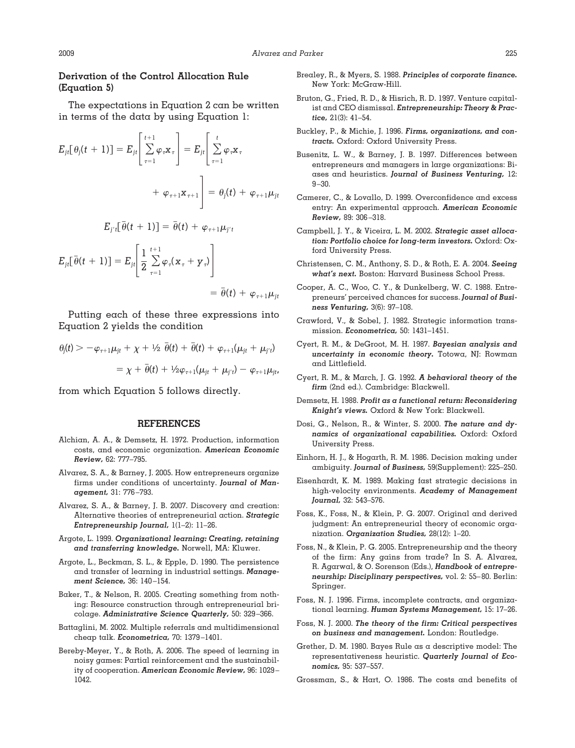## Derivation of the Control Allocation Rule (Equation 5)

The expectations in Equation 2 can be written in terms of the data by using Equation 1:

$$E_{jt}[\theta_j(t+1)] = E_{jt}\left[\sum_{\tau=1}^{t+1} \varphi_\tau x_\tau\right] = E_{jt}\left[\sum_{\tau=1}^{t} \varphi_\tau x_\tau + \varphi_{\tau+1} x_{\tau+1}\right] = \theta_j(t) + \varphi_{\tau+1}\mu_{jt}$$

$$E_{j't}[\bar{\theta}(t+1)] = \bar{\theta}(t) + \varphi_{\tau+1}\mu_{j't}$$

$$E_{jt}[\bar{\theta}(t+1)] = E_{jt}\left[\frac{1}{2}\sum_{\tau=1}^{t+1} \varphi_\tau (x_\tau + y_\tau)\right] = \bar{\theta}(t) + \varphi_{\tau+1}\mu_{jt}$$

Putting each of these three expressions into Equation 2 yields the condition

$$\begin{aligned}\theta_j(t) &> -\varphi_{\tau+1}\mu_{jt} + \chi + \tfrac{1}{2}\ \bar{\theta}(t) + \bar{\theta}(t) + \varphi_{\tau+1}(\mu_{jt} + \mu_{j't}) \\ &= \chi + \bar{\theta}(t) + \tfrac{1}{2}\varphi_{\tau+1}(\mu_{jt} + \mu_{j't}) - \varphi_{\tau+1}\mu_{jt},\end{aligned}$$

from which Equation 5 follows directly.

## REFERENCES

Alchian, A. A., & Demsetz, H. 1972. Production, information costs, and economic organization. ***American Economic Review,*** 62: 777–795.

Alvarez, S. A., & Barney, J. 2005. How entrepreneurs organize firms under conditions of uncertainty. ***Journal of Management,*** 31: 776–793.

Alvarez, S. A., & Barney, J. B. 2007. Discovery and creation: Alternative theories of entrepreneurial action. ***Strategic Entrepreneurship Journal,*** 1(1–2): 11–26.

Argote, L. 1999. ***Organizational learning: Creating, retaining and transferring knowledge.*** Norwell, MA: Kluwer.

Argote, L., Beckman, S. L., & Epple, D. 1990. The persistence and transfer of learning in industrial settings. ***Management Science,*** 36: 140–154.

Baker, T., & Nelson, R. 2005. Creating something from nothing: Resource construction through entrepreneurial bricolage. ***Administrative Science Quarterly,*** 50: 329–366.

Battaglini, M. 2002. Multiple referrals and multidimensional cheap talk. ***Econometrica,*** 70: 1379–1401.

Bereby-Meyer, Y., & Roth, A. 2006. The speed of learning in noisy games: Partial reinforcement and the sustainability of cooperation. ***American Economic Review,*** 96: 1029–1042.

Brealey, R., & Myers, S. 1988. ***Principles of corporate finance.*** New York: McGraw-Hill.

Bruton, G., Fried, R. D., & Hisrich, R. D. 1997. Venture capitalist and CEO dismissal. ***Entrepreneurship: Theory & Practice,*** 21(3): 41–54.

Buckley, P., & Michie, J. 1996. ***Firms, organizations, and contracts.*** Oxford: Oxford University Press.

Busenitz, L. W., & Barney, J. B. 1997. Differences between entrepreneurs and managers in large organizations: Biases and heuristics. ***Journal of Business Venturing,*** 12: 9–30.

Camerer, C., & Lovallo, D. 1999. Overconfidence and excess entry: An experimental approach. ***American Economic Review,*** 89: 306–318.

Campbell, J. Y., & Viceira, L. M. 2002. ***Strategic asset allocation: Portfolio choice for long-term investors.*** Oxford: Oxford University Press.

Christensen, C. M., Anthony, S. D., & Roth, E. A. 2004. ***Seeing what's next.*** Boston: Harvard Business School Press.

Cooper, A. C., Woo, C. Y., & Dunkelberg, W. C. 1988. Entrepreneurs' perceived chances for success. ***Journal of Business Venturing,*** 3(6): 97–108.

Crawford, V., & Sobel, J. 1982. Strategic information transmission. ***Econometrica,*** 50: 1431–1451.

Cyert, R. M., & DeGroot, M. H. 1987. ***Bayesian analysis and uncertainty in economic theory.*** Totowa, NJ: Rowman and Littlefield.

Cyert, R. M., & March, J. G. 1992. ***A behavioral theory of the firm*** (2nd ed.). Cambridge: Blackwell.

Demsetz, H. 1988. ***Profit as a functional return: Reconsidering Knight's views.*** Oxford & New York: Blackwell.

Dosi, G., Nelson, R., & Winter, S. 2000. ***The nature and dynamics of organizational capabilities.*** Oxford: Oxford University Press.

Einhorn, H. J., & Hogarth, R. M. 1986. Decision making under ambiguity. ***Journal of Business,*** 59(Supplement): 225–250.

Eisenhardt, K. M. 1989. Making fast strategic decisions in high-velocity environments. ***Academy of Management Journal,*** 32: 543–576.

Foss, K., Foss, N., & Klein, P. G. 2007. Original and derived judgment: An entrepreneurial theory of economic organization. ***Organization Studies,*** 28(12): 1–20.

Foss, N., & Klein, P. G. 2005. Entrepreneurship and the theory of the firm: Any gains from trade? In S. A. Alvarez, R. Agarwal, & O. Sorenson (Eds.), ***Handbook of entrepreneurship: Disciplinary perspectives,*** vol. 2: 55–80. Berlin: Springer.

Foss, N. J. 1996. Firms, incomplete contracts, and organizational learning. ***Human Systems Management,*** 15: 17–26.

Foss, N. J. 2000. ***The theory of the firm: Critical perspectives on business and management.*** London: Routledge.

Grether, D. M. 1980. Bayes Rule as a descriptive model: The representativeness heuristic. ***Quarterly Journal of Economics,*** 95: 537–557.

Grossman, S., & Hart, O. 1986. The costs and benefits of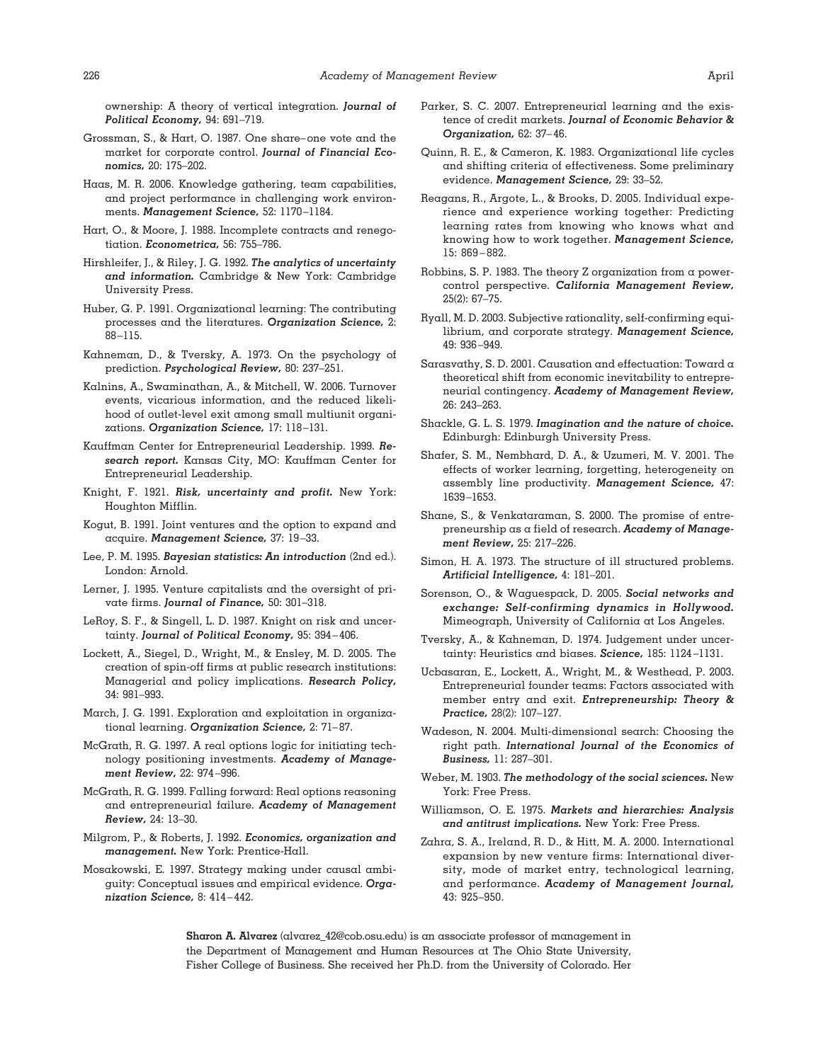ownership: A theory of vertical integration. ***Journal of Political Economy,*** 94: 691–719.

Grossman, S., & Hart, O. 1987. One share–one vote and the market for corporate control. ***Journal of Financial Economics,*** 20: 175–202.

Haas, M. R. 2006. Knowledge gathering, team capabilities, and project performance in challenging work environments. ***Management Science,*** 52: 1170–1184.

Hart, O., & Moore, J. 1988. Incomplete contracts and renegotiation. ***Econometrica,*** 56: 755–786.

Hirshleifer, J., & Riley, J. G. 1992. ***The analytics of uncertainty and information.*** Cambridge & New York: Cambridge University Press.

Huber, G. P. 1991. Organizational learning: The contributing processes and the literatures. ***Organization Science,*** 2: 88–115.

Kahneman, D., & Tversky, A. 1973. On the psychology of prediction. ***Psychological Review,*** 80: 237–251.

Kalnins, A., Swaminathan, A., & Mitchell, W. 2006. Turnover events, vicarious information, and the reduced likelihood of outlet-level exit among small multiunit organizations. ***Organization Science,*** 17: 118–131.

Kauffman Center for Entrepreneurial Leadership. 1999. ***Research report.*** Kansas City, MO: Kauffman Center for Entrepreneurial Leadership.

Knight, F. 1921. ***Risk, uncertainty and profit.*** New York: Houghton Mifflin.

Kogut, B. 1991. Joint ventures and the option to expand and acquire. ***Management Science,*** 37: 19–33.

Lee, P. M. 1995. ***Bayesian statistics: An introduction*** (2nd ed.). London: Arnold.

Lerner, J. 1995. Venture capitalists and the oversight of private firms. ***Journal of Finance,*** 50: 301–318.

LeRoy, S. F., & Singell, L. D. 1987. Knight on risk and uncertainty. ***Journal of Political Economy,*** 95: 394–406.

Lockett, A., Siegel, D., Wright, M., & Ensley, M. D. 2005. The creation of spin-off firms at public research institutions: Managerial and policy implications. ***Research Policy,*** 34: 981–993.

March, J. G. 1991. Exploration and exploitation in organizational learning. ***Organization Science,*** 2: 71–87.

McGrath, R. G. 1997. A real options logic for initiating technology positioning investments. ***Academy of Management Review,*** 22: 974–996.

McGrath, R. G. 1999. Falling forward: Real options reasoning and entrepreneurial failure. ***Academy of Management Review,*** 24: 13–30.

Milgrom, P., & Roberts, J. 1992. ***Economics, organization and management.*** New York: Prentice-Hall.

Mosakowski, E. 1997. Strategy making under causal ambiguity: Conceptual issues and empirical evidence. ***Organization Science,*** 8: 414–442.

Parker, S. C. 2007. Entrepreneurial learning and the existence of credit markets. ***Journal of Economic Behavior & Organization,*** 62: 37–46.

Quinn, R. E., & Cameron, K. 1983. Organizational life cycles and shifting criteria of effectiveness. Some preliminary evidence. ***Management Science,*** 29: 33–52.

Reagans, R., Argote, L., & Brooks, D. 2005. Individual experience and experience working together: Predicting learning rates from knowing who knows what and knowing how to work together. ***Management Science,*** 15: 869–882.

Robbins, S. P. 1983. The theory Z organization from a power-control perspective. ***California Management Review,*** 25(2): 67–75.

Ryall, M. D. 2003. Subjective rationality, self-confirming equilibrium, and corporate strategy. ***Management Science,*** 49: 936–949.

Sarasvathy, S. D. 2001. Causation and effectuation: Toward a theoretical shift from economic inevitability to entrepreneurial contingency. ***Academy of Management Review,*** 26: 243–263.

Shackle, G. L. S. 1979. ***Imagination and the nature of choice.*** Edinburgh: Edinburgh University Press.

Shafer, S. M., Nembhard, D. A., & Uzumeri, M. V. 2001. The effects of worker learning, forgetting, heterogeneity on assembly line productivity. ***Management Science,*** 47: 1639–1653.

Shane, S., & Venkataraman, S. 2000. The promise of entrepreneurship as a field of research. ***Academy of Management Review,*** 25: 217–226.

Simon, H. A. 1973. The structure of ill structured problems. ***Artificial Intelligence,*** 4: 181–201.

Sorenson, O., & Waguespack, D. 2005. ***Social networks and exchange: Self-confirming dynamics in Hollywood.*** Mimeograph, University of California at Los Angeles.

Tversky, A., & Kahneman, D. 1974. Judgement under uncertainty: Heuristics and biases. ***Science,*** 185: 1124–1131.

Ucbasaran, E., Lockett, A., Wright, M., & Westhead, P. 2003. Entrepreneurial founder teams: Factors associated with member entry and exit. ***Entrepreneurship: Theory & Practice,*** 28(2): 107–127.

Wadeson, N. 2004. Multi-dimensional search: Choosing the right path. ***International Journal of the Economics of Business,*** 11: 287–301.

Weber, M. 1903. ***The methodology of the social sciences.*** New York: Free Press.

Williamson, O. E. 1975. ***Markets and hierarchies: Analysis and antitrust implications.*** New York: Free Press.

Zahra, S. A., Ireland, R. D., & Hitt, M. A. 2000. International expansion by new venture firms: International diversity, mode of market entry, technological learning, and performance. ***Academy of Management Journal,*** 43: 925–950.

**Sharon A. Alvarez** (alvarez_42@cob.osu.edu) is an associate professor of management in the Department of Management and Human Resources at The Ohio State University, Fisher College of Business. She received her Ph.D. from the University of Colorado. Her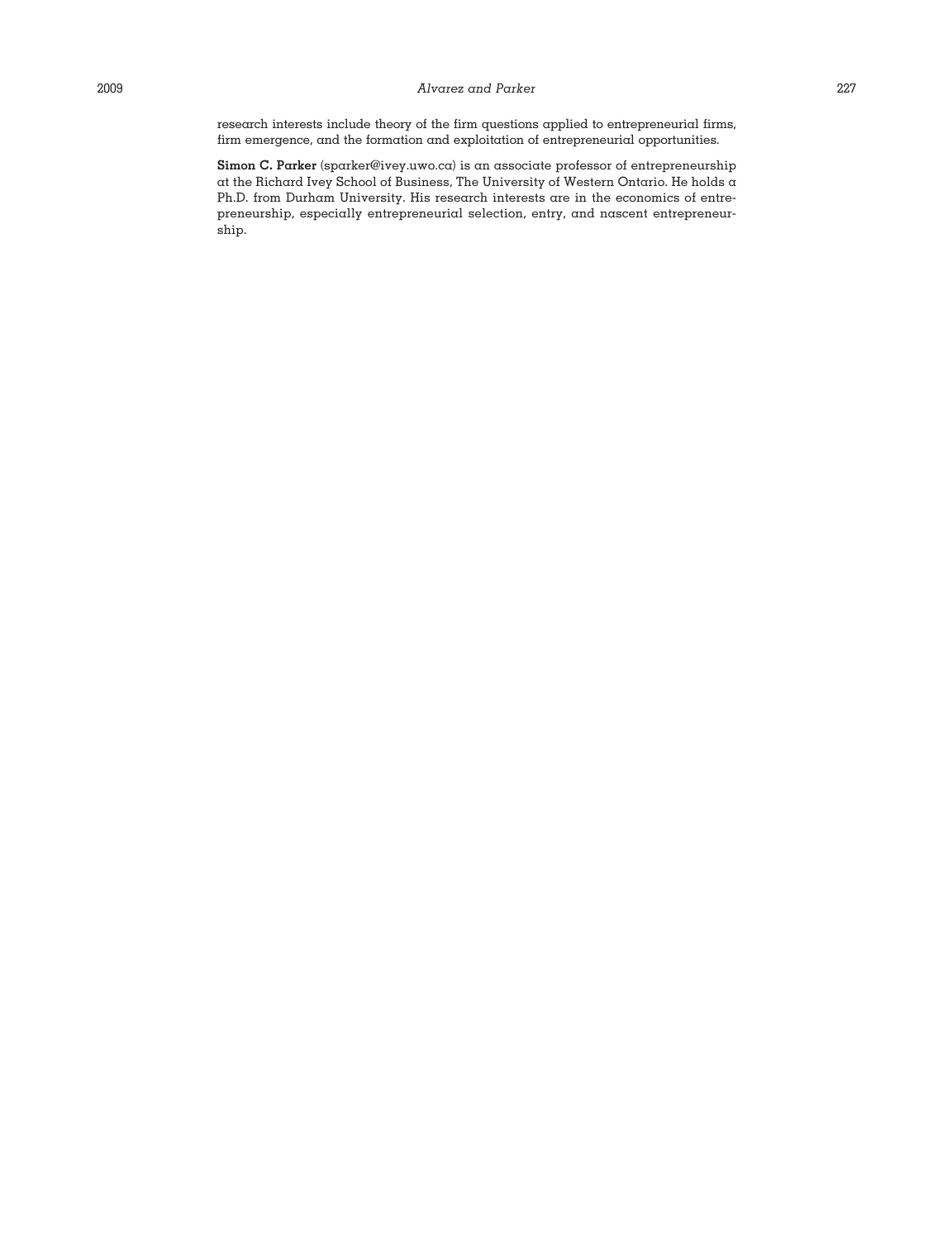research interests include theory of the firm questions applied to entrepreneurial firms, firm emergence, and the formation and exploitation of entrepreneurial opportunities.

**Simon C. Parker** (sparker@ivey.uwo.ca) is an associate professor of entrepreneurship at the Richard Ivey School of Business, The University of Western Ontario. He holds a Ph.D. from Durham University. His research interests are in the economics of entrepreneurship, especially entrepreneurial selection, entry, and nascent entrepreneurship.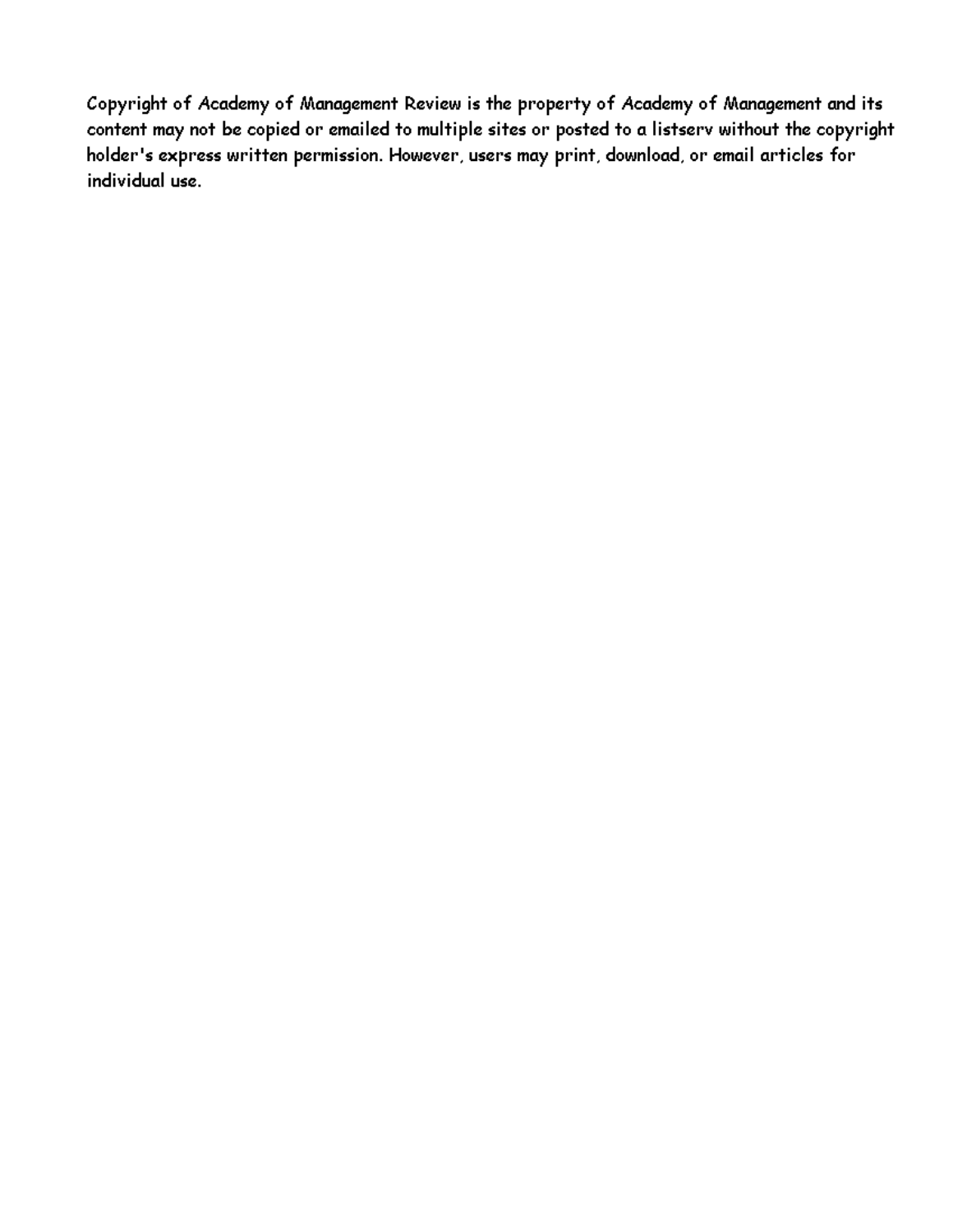Copyright of Academy of Management Review is the property of Academy of Management and its content may not be copied or emailed to multiple sites or posted to a listserv without the copyright holder's express written permission. However, users may print, download, or email articles for individual use.